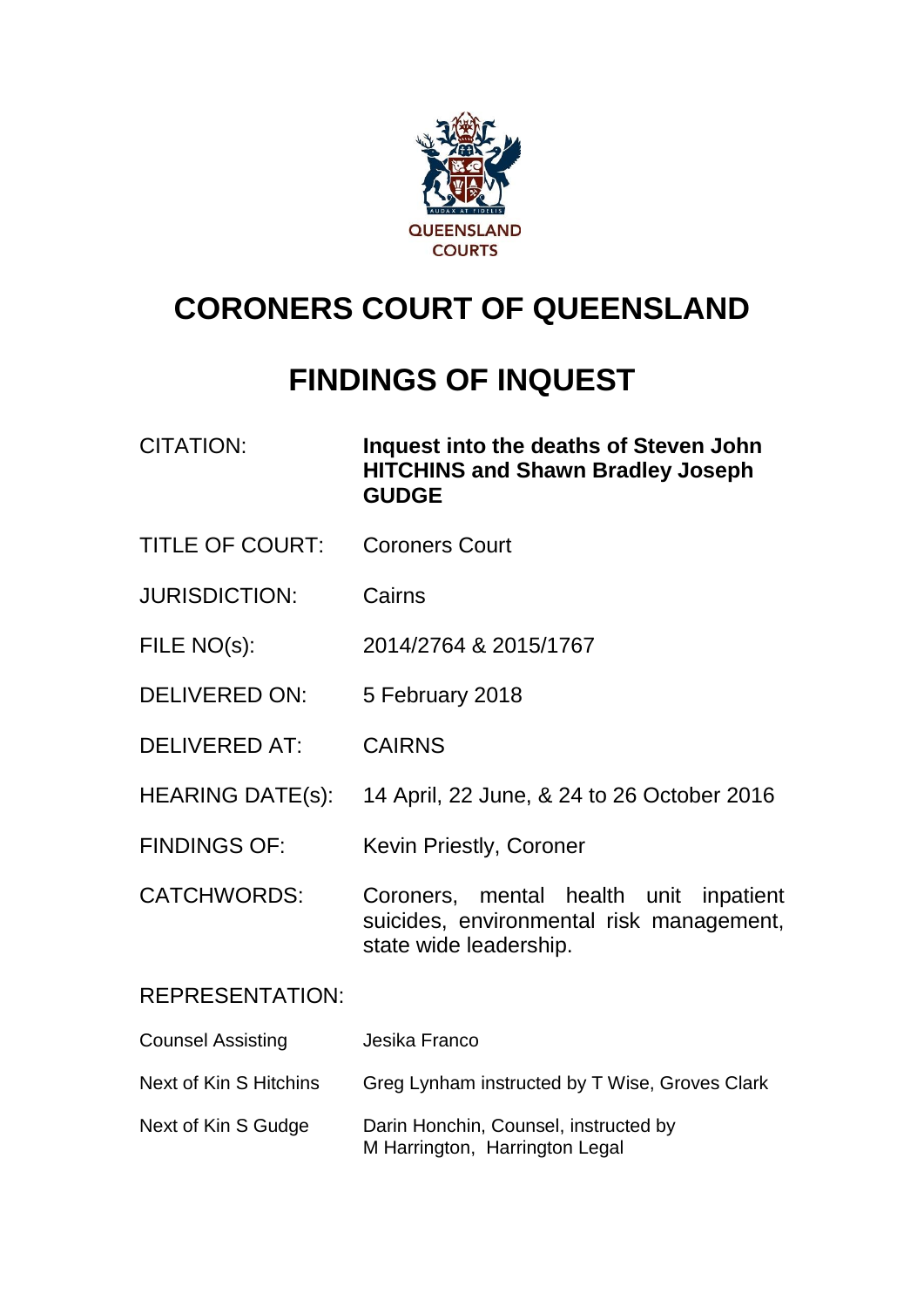QUEENSLAND COURTS

# CORONERS COURT OF QUEENSLAND

## FINDINGS OF INQUEST

| | |
|---|---|
| CITATION: | **Inquest into the deaths of Steven John HITCHINS and Shawn Bradley Joseph GUDGE** |
| TITLE OF COURT: | Coroners Court |
| JURISDICTION: | Cairns |
| FILE NO(s): | 2014/2764 & 2015/1767 |
| DELIVERED ON: | 5 February 2018 |
| DELIVERED AT: | CAIRNS |
| HEARING DATE(s): | 14 April, 22 June, & 24 to 26 October 2016 |
| FINDINGS OF: | Kevin Priestly, Coroner |
| CATCHWORDS: | Coroners, mental health unit inpatient suicides, environmental risk management, state wide leadership. |

REPRESENTATION:

| | |
|---|---|
| Counsel Assisting | Jesika Franco |
| Next of Kin S Hitchins | Greg Lynham instructed by T Wise, Groves Clark |
| Next of Kin S Gudge | Darin Honchin, Counsel, instructed by M Harrington, Harrington Legal |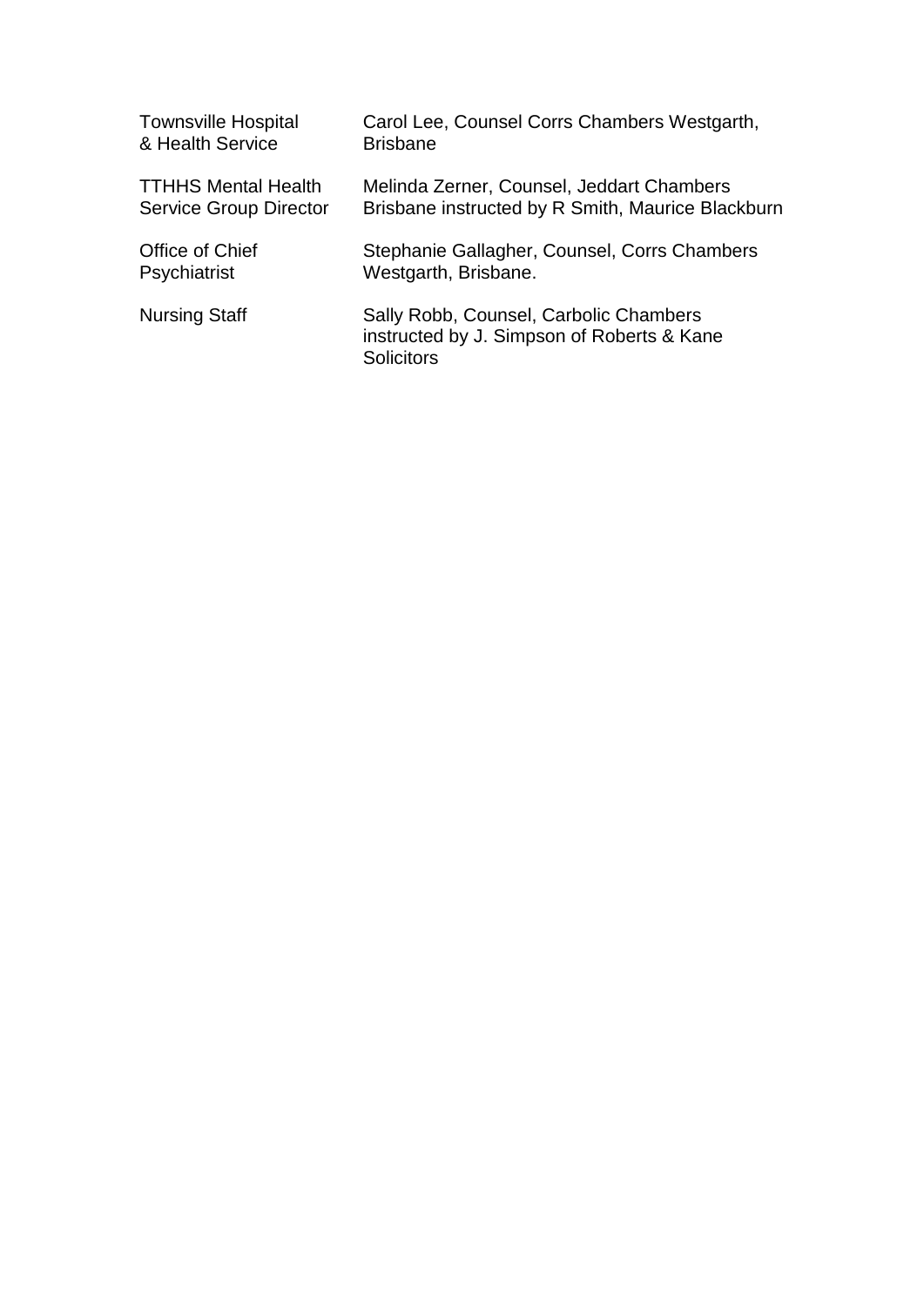| | |
|---|---|
| Townsville Hospital & Health Service | Carol Lee, Counsel Corrs Chambers Westgarth, Brisbane |
| TTHHS Mental Health Service Group Director | Melinda Zerner, Counsel, Jeddart Chambers Brisbane instructed by R Smith, Maurice Blackburn |
| Office of Chief Psychiatrist | Stephanie Gallagher, Counsel, Corrs Chambers Westgarth, Brisbane. |
| Nursing Staff | Sally Robb, Counsel, Carbolic Chambers instructed by J. Simpson of Roberts & Kane Solicitors |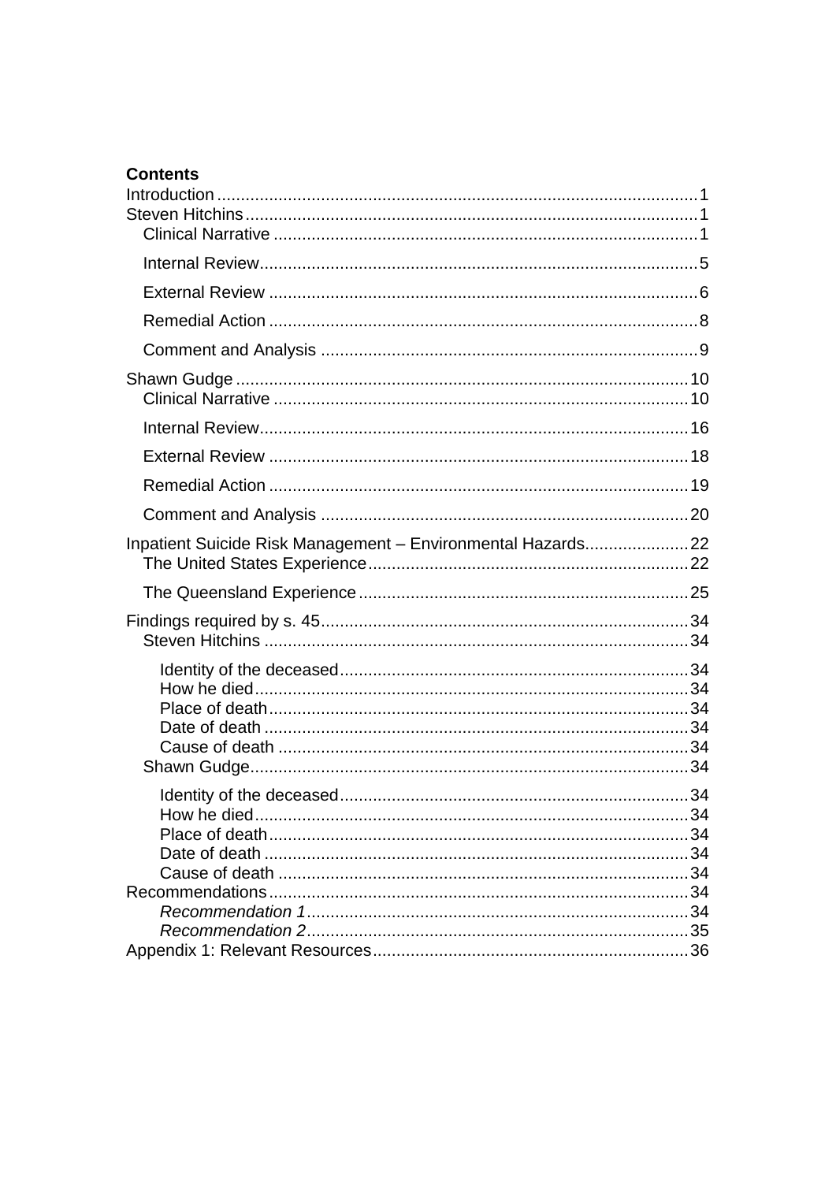**Contents**

Introduction ........................................................................................................ 1
Steven Hitchins ................................................................................................... 1
- Clinical Narrative ............................................................................................ 1
- Internal Review ............................................................................................... 5
- External Review .............................................................................................. 6
- Remedial Action .............................................................................................. 8
- Comment and Analysis ................................................................................... 9

Shawn Gudge ..................................................................................................... 10
- Clinical Narrative ............................................................................................ 10
- Internal Review ............................................................................................... 16
- External Review .............................................................................................. 18
- Remedial Action .............................................................................................. 19
- Comment and Analysis ................................................................................... 20

Inpatient Suicide Risk Management – Environmental Hazards ......................... 22
- The United States Experience ......................................................................... 22
- The Queensland Experience ........................................................................... 25

Findings required by s. 45 ................................................................................. 34
- Steven Hitchins ............................................................................................... 34
  - Identity of the deceased .............................................................................. 34
  - How he died ................................................................................................ 34
  - Place of death .............................................................................................. 34
  - Date of death ............................................................................................... 34
  - Cause of death ............................................................................................ 34
- Shawn Gudge .................................................................................................. 34
  - Identity of the deceased .............................................................................. 34
  - How he died ................................................................................................ 34
  - Place of death .............................................................................................. 34
  - Date of death ............................................................................................... 34
  - Cause of death ............................................................................................ 34

Recommendations ............................................................................................. 34
- *Recommendation 1* ....................................................................................... 34
- *Recommendation 2* ....................................................................................... 35

Appendix 1: Relevant Resources ....................................................................... 36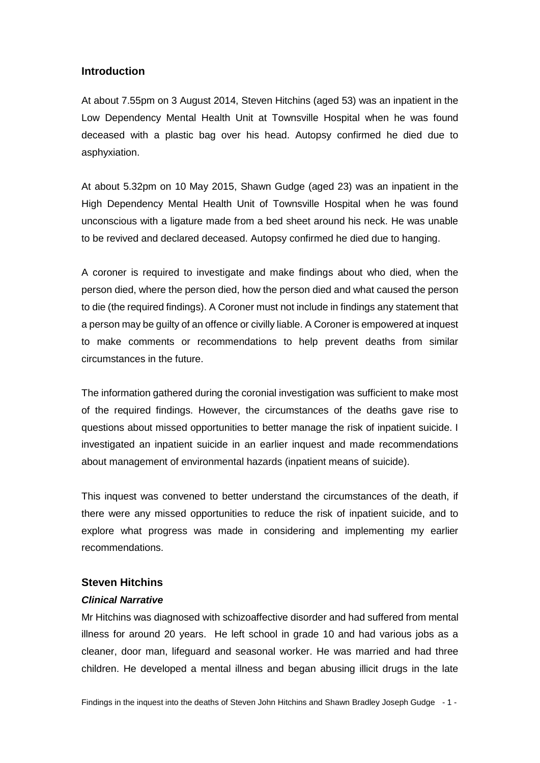## Introduction

At about 7.55pm on 3 August 2014, Steven Hitchins (aged 53) was an inpatient in the Low Dependency Mental Health Unit at Townsville Hospital when he was found deceased with a plastic bag over his head. Autopsy confirmed he died due to asphyxiation.

At about 5.32pm on 10 May 2015, Shawn Gudge (aged 23) was an inpatient in the High Dependency Mental Health Unit of Townsville Hospital when he was found unconscious with a ligature made from a bed sheet around his neck. He was unable to be revived and declared deceased. Autopsy confirmed he died due to hanging.

A coroner is required to investigate and make findings about who died, when the person died, where the person died, how the person died and what caused the person to die (the required findings). A Coroner must not include in findings any statement that a person may be guilty of an offence or civilly liable. A Coroner is empowered at inquest to make comments or recommendations to help prevent deaths from similar circumstances in the future.

The information gathered during the coronial investigation was sufficient to make most of the required findings. However, the circumstances of the deaths gave rise to questions about missed opportunities to better manage the risk of inpatient suicide. I investigated an inpatient suicide in an earlier inquest and made recommendations about management of environmental hazards (inpatient means of suicide).

This inquest was convened to better understand the circumstances of the death, if there were any missed opportunities to reduce the risk of inpatient suicide, and to explore what progress was made in considering and implementing my earlier recommendations.

## Steven Hitchins

### *Clinical Narrative*

Mr Hitchins was diagnosed with schizoaffective disorder and had suffered from mental illness for around 20 years. He left school in grade 10 and had various jobs as a cleaner, door man, lifeguard and seasonal worker. He was married and had three children. He developed a mental illness and began abusing illicit drugs in the late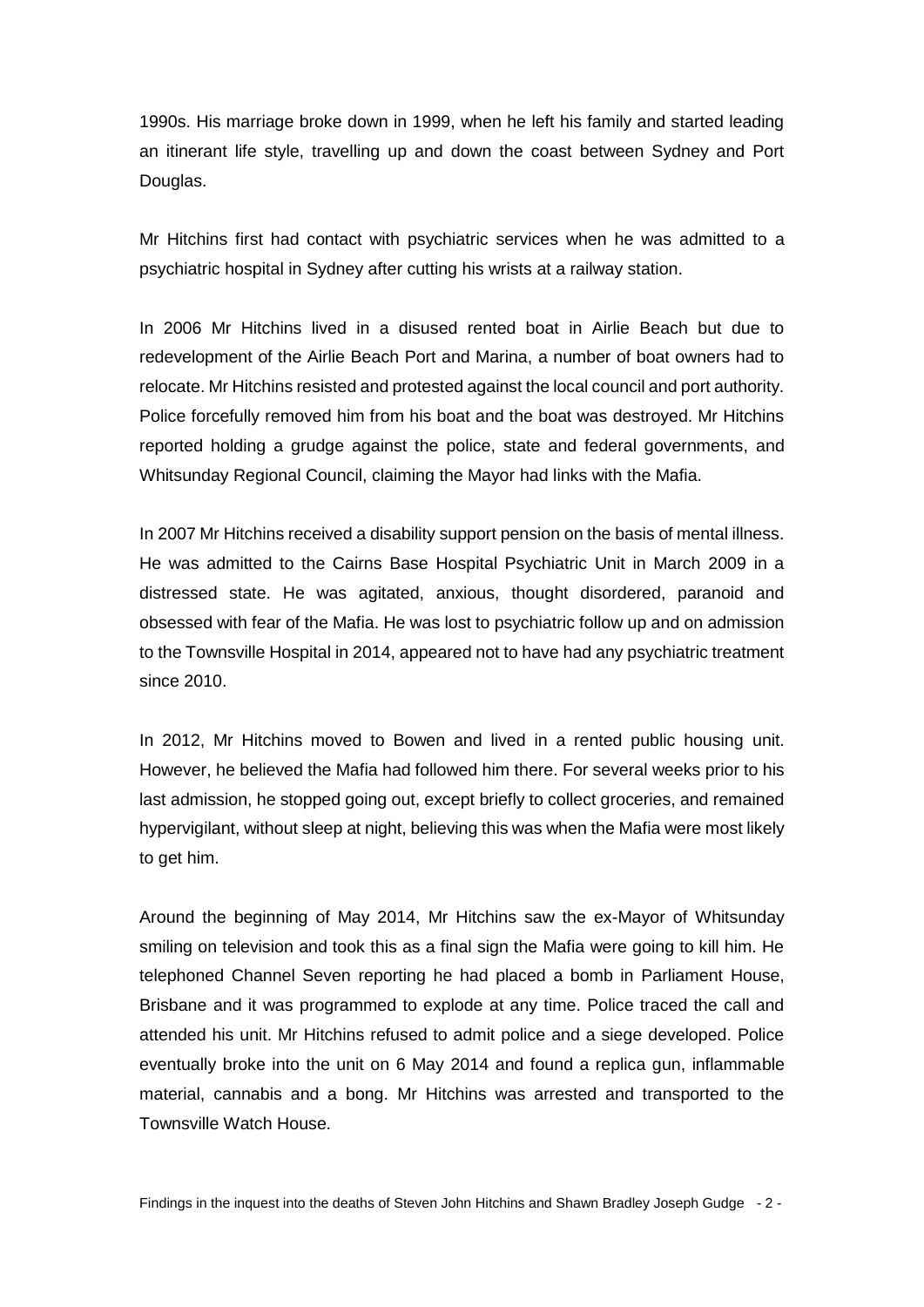1990s. His marriage broke down in 1999, when he left his family and started leading an itinerant life style, travelling up and down the coast between Sydney and Port Douglas.

Mr Hitchins first had contact with psychiatric services when he was admitted to a psychiatric hospital in Sydney after cutting his wrists at a railway station.

In 2006 Mr Hitchins lived in a disused rented boat in Airlie Beach but due to redevelopment of the Airlie Beach Port and Marina, a number of boat owners had to relocate. Mr Hitchins resisted and protested against the local council and port authority. Police forcefully removed him from his boat and the boat was destroyed. Mr Hitchins reported holding a grudge against the police, state and federal governments, and Whitsunday Regional Council, claiming the Mayor had links with the Mafia.

In 2007 Mr Hitchins received a disability support pension on the basis of mental illness. He was admitted to the Cairns Base Hospital Psychiatric Unit in March 2009 in a distressed state. He was agitated, anxious, thought disordered, paranoid and obsessed with fear of the Mafia. He was lost to psychiatric follow up and on admission to the Townsville Hospital in 2014, appeared not to have had any psychiatric treatment since 2010.

In 2012, Mr Hitchins moved to Bowen and lived in a rented public housing unit. However, he believed the Mafia had followed him there. For several weeks prior to his last admission, he stopped going out, except briefly to collect groceries, and remained hypervigilant, without sleep at night, believing this was when the Mafia were most likely to get him.

Around the beginning of May 2014, Mr Hitchins saw the ex-Mayor of Whitsunday smiling on television and took this as a final sign the Mafia were going to kill him. He telephoned Channel Seven reporting he had placed a bomb in Parliament House, Brisbane and it was programmed to explode at any time. Police traced the call and attended his unit. Mr Hitchins refused to admit police and a siege developed. Police eventually broke into the unit on 6 May 2014 and found a replica gun, inflammable material, cannabis and a bong. Mr Hitchins was arrested and transported to the Townsville Watch House.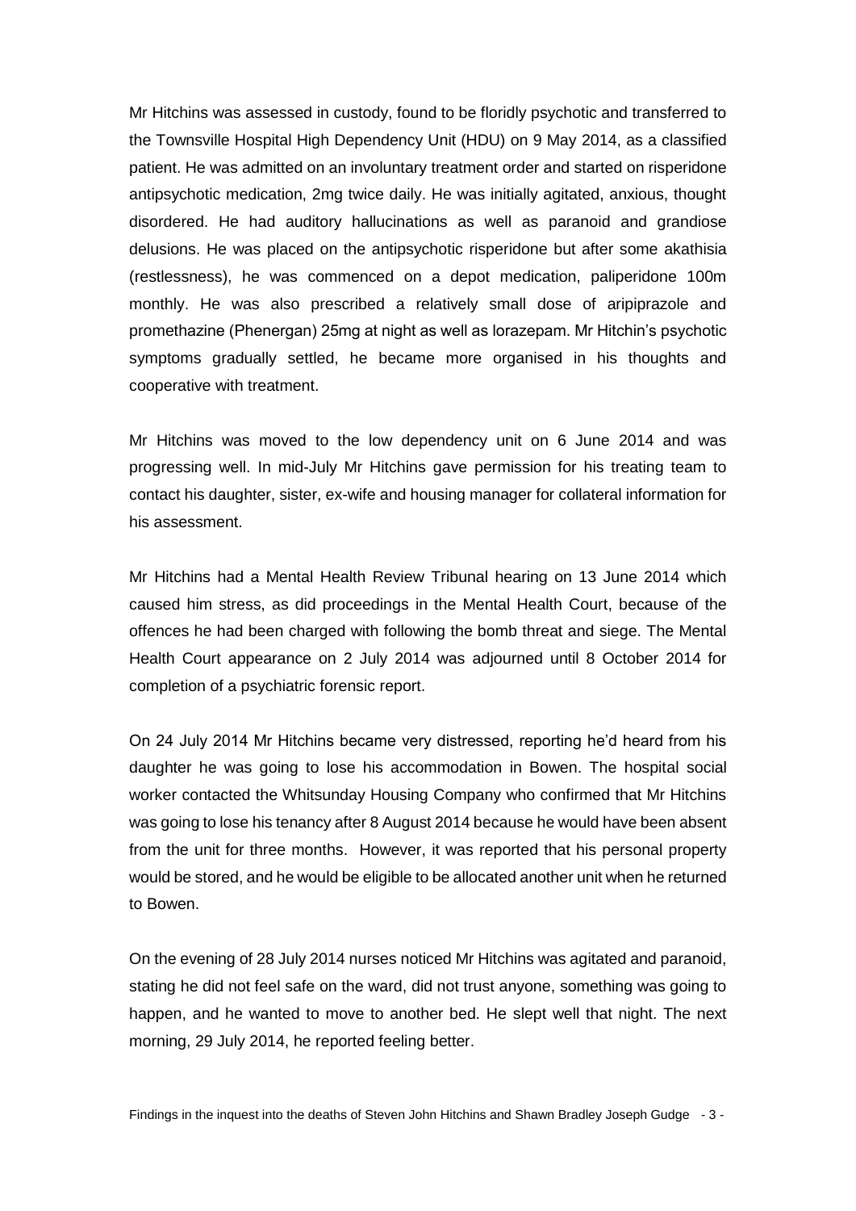Mr Hitchins was assessed in custody, found to be floridly psychotic and transferred to the Townsville Hospital High Dependency Unit (HDU) on 9 May 2014, as a classified patient. He was admitted on an involuntary treatment order and started on risperidone antipsychotic medication, 2mg twice daily. He was initially agitated, anxious, thought disordered. He had auditory hallucinations as well as paranoid and grandiose delusions. He was placed on the antipsychotic risperidone but after some akathisia (restlessness), he was commenced on a depot medication, paliperidone 100m monthly. He was also prescribed a relatively small dose of aripiprazole and promethazine (Phenergan) 25mg at night as well as lorazepam. Mr Hitchin's psychotic symptoms gradually settled, he became more organised in his thoughts and cooperative with treatment.

Mr Hitchins was moved to the low dependency unit on 6 June 2014 and was progressing well. In mid-July Mr Hitchins gave permission for his treating team to contact his daughter, sister, ex-wife and housing manager for collateral information for his assessment.

Mr Hitchins had a Mental Health Review Tribunal hearing on 13 June 2014 which caused him stress, as did proceedings in the Mental Health Court, because of the offences he had been charged with following the bomb threat and siege. The Mental Health Court appearance on 2 July 2014 was adjourned until 8 October 2014 for completion of a psychiatric forensic report.

On 24 July 2014 Mr Hitchins became very distressed, reporting he'd heard from his daughter he was going to lose his accommodation in Bowen. The hospital social worker contacted the Whitsunday Housing Company who confirmed that Mr Hitchins was going to lose his tenancy after 8 August 2014 because he would have been absent from the unit for three months. However, it was reported that his personal property would be stored, and he would be eligible to be allocated another unit when he returned to Bowen.

On the evening of 28 July 2014 nurses noticed Mr Hitchins was agitated and paranoid, stating he did not feel safe on the ward, did not trust anyone, something was going to happen, and he wanted to move to another bed. He slept well that night. The next morning, 29 July 2014, he reported feeling better.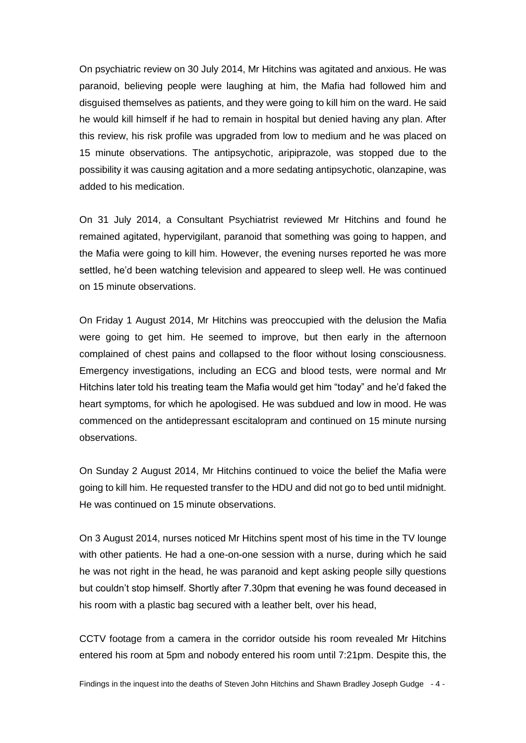On psychiatric review on 30 July 2014, Mr Hitchins was agitated and anxious. He was paranoid, believing people were laughing at him, the Mafia had followed him and disguised themselves as patients, and they were going to kill him on the ward. He said he would kill himself if he had to remain in hospital but denied having any plan. After this review, his risk profile was upgraded from low to medium and he was placed on 15 minute observations. The antipsychotic, aripiprazole, was stopped due to the possibility it was causing agitation and a more sedating antipsychotic, olanzapine, was added to his medication.

On 31 July 2014, a Consultant Psychiatrist reviewed Mr Hitchins and found he remained agitated, hypervigilant, paranoid that something was going to happen, and the Mafia were going to kill him. However, the evening nurses reported he was more settled, he'd been watching television and appeared to sleep well. He was continued on 15 minute observations.

On Friday 1 August 2014, Mr Hitchins was preoccupied with the delusion the Mafia were going to get him. He seemed to improve, but then early in the afternoon complained of chest pains and collapsed to the floor without losing consciousness. Emergency investigations, including an ECG and blood tests, were normal and Mr Hitchins later told his treating team the Mafia would get him "today" and he'd faked the heart symptoms, for which he apologised. He was subdued and low in mood. He was commenced on the antidepressant escitalopram and continued on 15 minute nursing observations.

On Sunday 2 August 2014, Mr Hitchins continued to voice the belief the Mafia were going to kill him. He requested transfer to the HDU and did not go to bed until midnight. He was continued on 15 minute observations.

On 3 August 2014, nurses noticed Mr Hitchins spent most of his time in the TV lounge with other patients. He had a one-on-one session with a nurse, during which he said he was not right in the head, he was paranoid and kept asking people silly questions but couldn't stop himself. Shortly after 7.30pm that evening he was found deceased in his room with a plastic bag secured with a leather belt, over his head,

CCTV footage from a camera in the corridor outside his room revealed Mr Hitchins entered his room at 5pm and nobody entered his room until 7:21pm. Despite this, the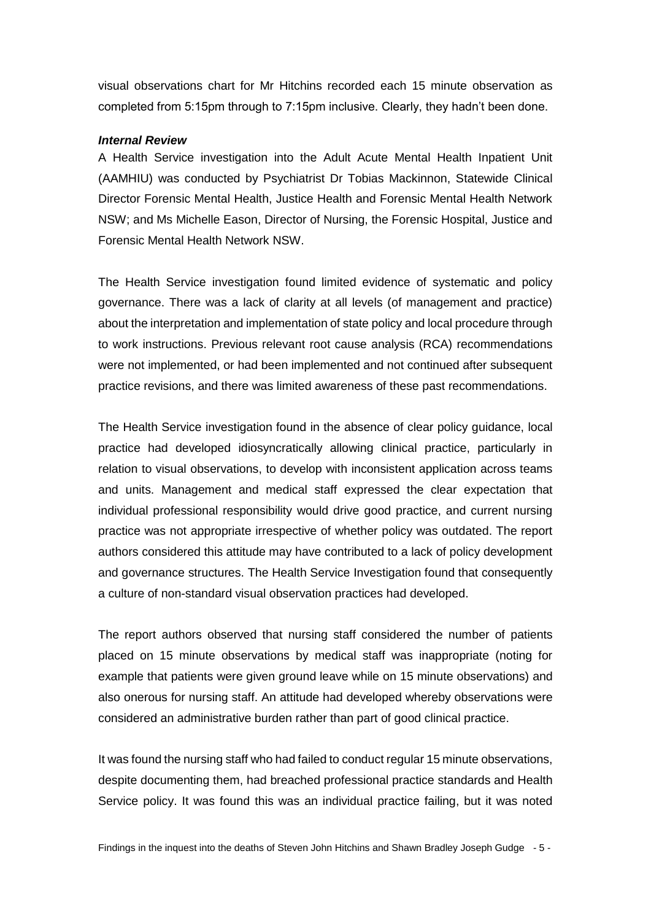visual observations chart for Mr Hitchins recorded each 15 minute observation as completed from 5:15pm through to 7:15pm inclusive. Clearly, they hadn't been done.

***Internal Review***

A Health Service investigation into the Adult Acute Mental Health Inpatient Unit (AAMHIU) was conducted by Psychiatrist Dr Tobias Mackinnon, Statewide Clinical Director Forensic Mental Health, Justice Health and Forensic Mental Health Network NSW; and Ms Michelle Eason, Director of Nursing, the Forensic Hospital, Justice and Forensic Mental Health Network NSW.

The Health Service investigation found limited evidence of systematic and policy governance. There was a lack of clarity at all levels (of management and practice) about the interpretation and implementation of state policy and local procedure through to work instructions. Previous relevant root cause analysis (RCA) recommendations were not implemented, or had been implemented and not continued after subsequent practice revisions, and there was limited awareness of these past recommendations.

The Health Service investigation found in the absence of clear policy guidance, local practice had developed idiosyncratically allowing clinical practice, particularly in relation to visual observations, to develop with inconsistent application across teams and units. Management and medical staff expressed the clear expectation that individual professional responsibility would drive good practice, and current nursing practice was not appropriate irrespective of whether policy was outdated. The report authors considered this attitude may have contributed to a lack of policy development and governance structures. The Health Service Investigation found that consequently a culture of non-standard visual observation practices had developed.

The report authors observed that nursing staff considered the number of patients placed on 15 minute observations by medical staff was inappropriate (noting for example that patients were given ground leave while on 15 minute observations) and also onerous for nursing staff. An attitude had developed whereby observations were considered an administrative burden rather than part of good clinical practice.

It was found the nursing staff who had failed to conduct regular 15 minute observations, despite documenting them, had breached professional practice standards and Health Service policy. It was found this was an individual practice failing, but it was noted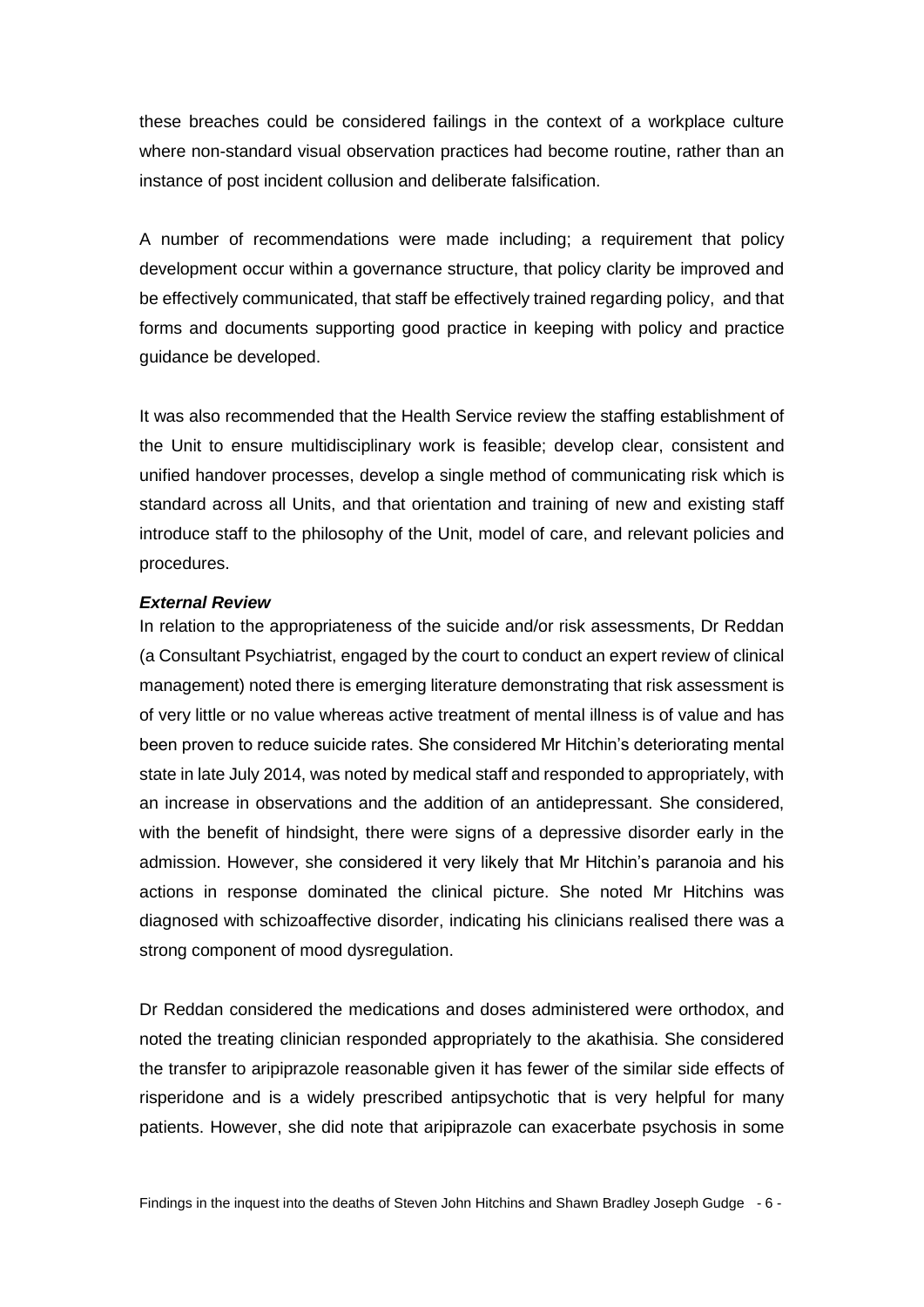these breaches could be considered failings in the context of a workplace culture where non-standard visual observation practices had become routine, rather than an instance of post incident collusion and deliberate falsification.

A number of recommendations were made including; a requirement that policy development occur within a governance structure, that policy clarity be improved and be effectively communicated, that staff be effectively trained regarding policy, and that forms and documents supporting good practice in keeping with policy and practice guidance be developed.

It was also recommended that the Health Service review the staffing establishment of the Unit to ensure multidisciplinary work is feasible; develop clear, consistent and unified handover processes, develop a single method of communicating risk which is standard across all Units, and that orientation and training of new and existing staff introduce staff to the philosophy of the Unit, model of care, and relevant policies and procedures.

***External Review***

In relation to the appropriateness of the suicide and/or risk assessments, Dr Reddan (a Consultant Psychiatrist, engaged by the court to conduct an expert review of clinical management) noted there is emerging literature demonstrating that risk assessment is of very little or no value whereas active treatment of mental illness is of value and has been proven to reduce suicide rates. She considered Mr Hitchin's deteriorating mental state in late July 2014, was noted by medical staff and responded to appropriately, with an increase in observations and the addition of an antidepressant. She considered, with the benefit of hindsight, there were signs of a depressive disorder early in the admission. However, she considered it very likely that Mr Hitchin's paranoia and his actions in response dominated the clinical picture. She noted Mr Hitchins was diagnosed with schizoaffective disorder, indicating his clinicians realised there was a strong component of mood dysregulation.

Dr Reddan considered the medications and doses administered were orthodox, and noted the treating clinician responded appropriately to the akathisia. She considered the transfer to aripiprazole reasonable given it has fewer of the similar side effects of risperidone and is a widely prescribed antipsychotic that is very helpful for many patients. However, she did note that aripiprazole can exacerbate psychosis in some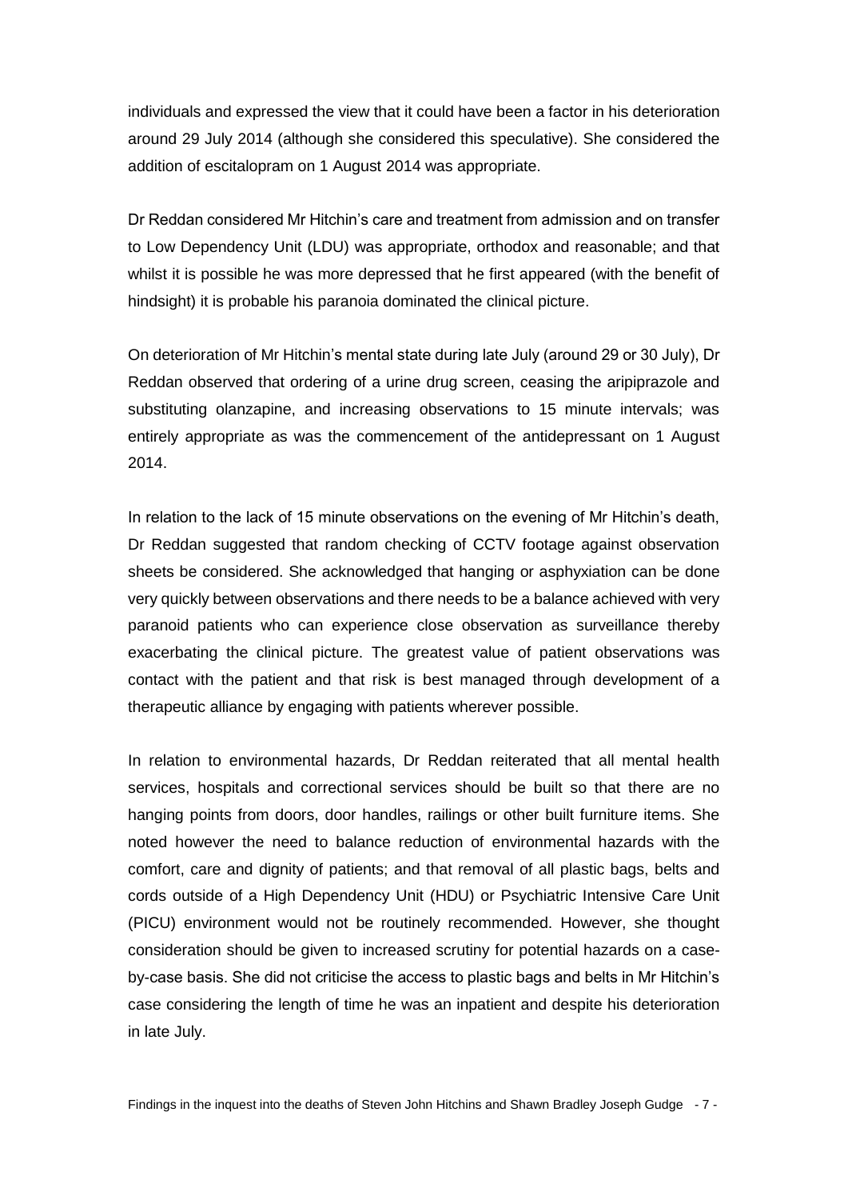individuals and expressed the view that it could have been a factor in his deterioration around 29 July 2014 (although she considered this speculative). She considered the addition of escitalopram on 1 August 2014 was appropriate.

Dr Reddan considered Mr Hitchin's care and treatment from admission and on transfer to Low Dependency Unit (LDU) was appropriate, orthodox and reasonable; and that whilst it is possible he was more depressed that he first appeared (with the benefit of hindsight) it is probable his paranoia dominated the clinical picture.

On deterioration of Mr Hitchin's mental state during late July (around 29 or 30 July), Dr Reddan observed that ordering of a urine drug screen, ceasing the aripiprazole and substituting olanzapine, and increasing observations to 15 minute intervals; was entirely appropriate as was the commencement of the antidepressant on 1 August 2014.

In relation to the lack of 15 minute observations on the evening of Mr Hitchin's death, Dr Reddan suggested that random checking of CCTV footage against observation sheets be considered. She acknowledged that hanging or asphyxiation can be done very quickly between observations and there needs to be a balance achieved with very paranoid patients who can experience close observation as surveillance thereby exacerbating the clinical picture. The greatest value of patient observations was contact with the patient and that risk is best managed through development of a therapeutic alliance by engaging with patients wherever possible.

In relation to environmental hazards, Dr Reddan reiterated that all mental health services, hospitals and correctional services should be built so that there are no hanging points from doors, door handles, railings or other built furniture items. She noted however the need to balance reduction of environmental hazards with the comfort, care and dignity of patients; and that removal of all plastic bags, belts and cords outside of a High Dependency Unit (HDU) or Psychiatric Intensive Care Unit (PICU) environment would not be routinely recommended. However, she thought consideration should be given to increased scrutiny for potential hazards on a case-by-case basis. She did not criticise the access to plastic bags and belts in Mr Hitchin's case considering the length of time he was an inpatient and despite his deterioration in late July.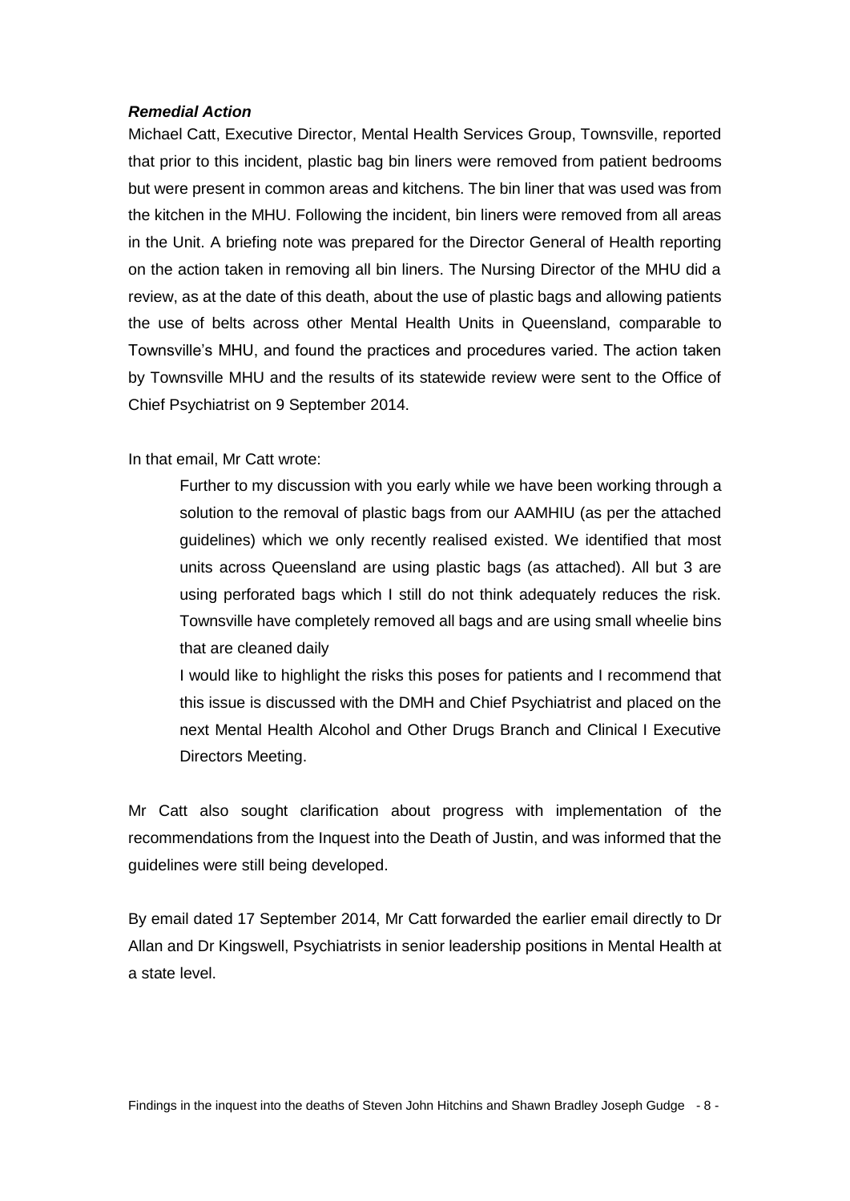***Remedial Action***

Michael Catt, Executive Director, Mental Health Services Group, Townsville, reported that prior to this incident, plastic bag bin liners were removed from patient bedrooms but were present in common areas and kitchens. The bin liner that was used was from the kitchen in the MHU. Following the incident, bin liners were removed from all areas in the Unit. A briefing note was prepared for the Director General of Health reporting on the action taken in removing all bin liners. The Nursing Director of the MHU did a review, as at the date of this death, about the use of plastic bags and allowing patients the use of belts across other Mental Health Units in Queensland, comparable to Townsville's MHU, and found the practices and procedures varied. The action taken by Townsville MHU and the results of its statewide review were sent to the Office of Chief Psychiatrist on 9 September 2014.

In that email, Mr Catt wrote:

> Further to my discussion with you early while we have been working through a solution to the removal of plastic bags from our AAMHIU (as per the attached guidelines) which we only recently realised existed. We identified that most units across Queensland are using plastic bags (as attached). All but 3 are using perforated bags which I still do not think adequately reduces the risk. Townsville have completely removed all bags and are using small wheelie bins that are cleaned daily
>
> I would like to highlight the risks this poses for patients and I recommend that this issue is discussed with the DMH and Chief Psychiatrist and placed on the next Mental Health Alcohol and Other Drugs Branch and Clinical I Executive Directors Meeting.

Mr Catt also sought clarification about progress with implementation of the recommendations from the Inquest into the Death of Justin, and was informed that the guidelines were still being developed.

By email dated 17 September 2014, Mr Catt forwarded the earlier email directly to Dr Allan and Dr Kingswell, Psychiatrists in senior leadership positions in Mental Health at a state level.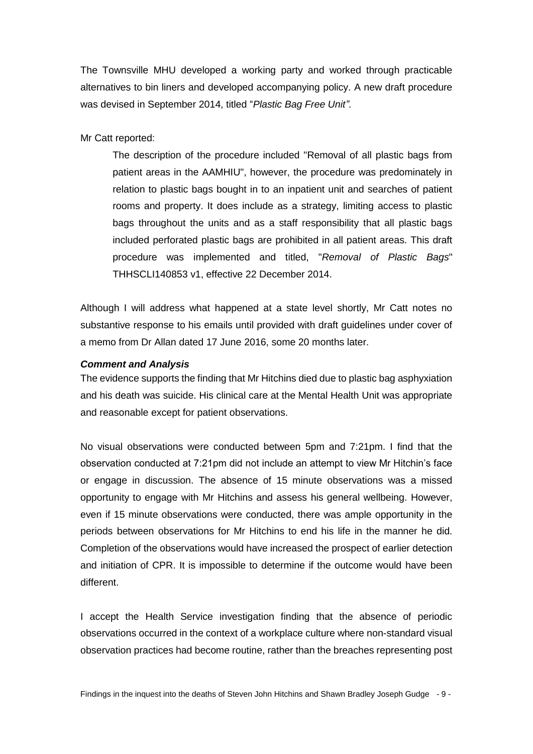The Townsville MHU developed a working party and worked through practicable alternatives to bin liners and developed accompanying policy. A new draft procedure was devised in September 2014, titled "*Plastic Bag Free Unit"*.

Mr Catt reported:

> The description of the procedure included "Removal of all plastic bags from patient areas in the AAMHIU", however, the procedure was predominately in relation to plastic bags bought in to an inpatient unit and searches of patient rooms and property. It does include as a strategy, limiting access to plastic bags throughout the units and as a staff responsibility that all plastic bags included perforated plastic bags are prohibited in all patient areas. This draft procedure was implemented and titled, "*Removal of Plastic Bags*" THHSCLI140853 v1, effective 22 December 2014.

Although I will address what happened at a state level shortly, Mr Catt notes no substantive response to his emails until provided with draft guidelines under cover of a memo from Dr Allan dated 17 June 2016, some 20 months later.

### *Comment and Analysis*

The evidence supports the finding that Mr Hitchins died due to plastic bag asphyxiation and his death was suicide. His clinical care at the Mental Health Unit was appropriate and reasonable except for patient observations.

No visual observations were conducted between 5pm and 7:21pm. I find that the observation conducted at 7:21pm did not include an attempt to view Mr Hitchin's face or engage in discussion. The absence of 15 minute observations was a missed opportunity to engage with Mr Hitchins and assess his general wellbeing. However, even if 15 minute observations were conducted, there was ample opportunity in the periods between observations for Mr Hitchins to end his life in the manner he did. Completion of the observations would have increased the prospect of earlier detection and initiation of CPR. It is impossible to determine if the outcome would have been different.

I accept the Health Service investigation finding that the absence of periodic observations occurred in the context of a workplace culture where non-standard visual observation practices had become routine, rather than the breaches representing post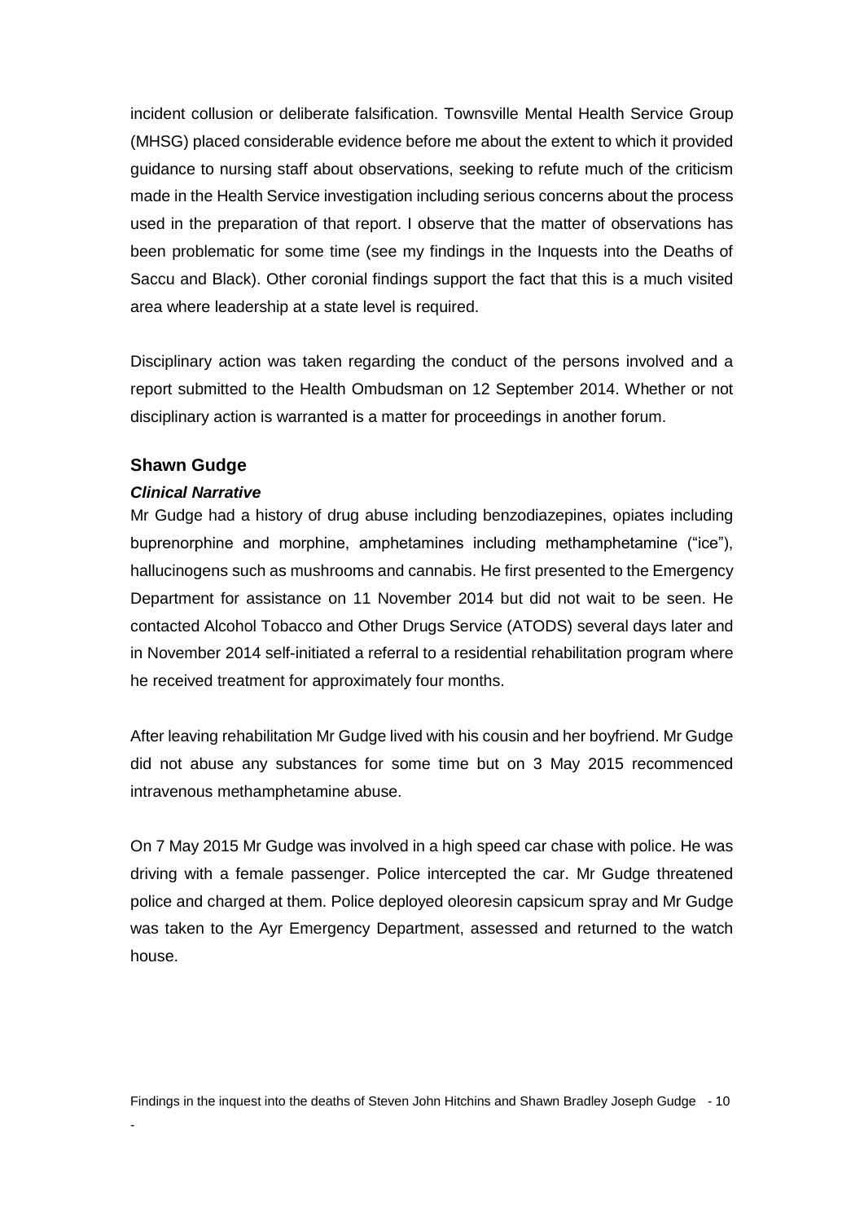incident collusion or deliberate falsification. Townsville Mental Health Service Group (MHSG) placed considerable evidence before me about the extent to which it provided guidance to nursing staff about observations, seeking to refute much of the criticism made in the Health Service investigation including serious concerns about the process used in the preparation of that report. I observe that the matter of observations has been problematic for some time (see my findings in the Inquests into the Deaths of Saccu and Black). Other coronial findings support the fact that this is a much visited area where leadership at a state level is required.

Disciplinary action was taken regarding the conduct of the persons involved and a report submitted to the Health Ombudsman on 12 September 2014. Whether or not disciplinary action is warranted is a matter for proceedings in another forum.

## Shawn Gudge

### *Clinical Narrative*

Mr Gudge had a history of drug abuse including benzodiazepines, opiates including buprenorphine and morphine, amphetamines including methamphetamine ("ice"), hallucinogens such as mushrooms and cannabis. He first presented to the Emergency Department for assistance on 11 November 2014 but did not wait to be seen. He contacted Alcohol Tobacco and Other Drugs Service (ATODS) several days later and in November 2014 self-initiated a referral to a residential rehabilitation program where he received treatment for approximately four months.

After leaving rehabilitation Mr Gudge lived with his cousin and her boyfriend. Mr Gudge did not abuse any substances for some time but on 3 May 2015 recommenced intravenous methamphetamine abuse.

On 7 May 2015 Mr Gudge was involved in a high speed car chase with police. He was driving with a female passenger. Police intercepted the car. Mr Gudge threatened police and charged at them. Police deployed oleoresin capsicum spray and Mr Gudge was taken to the Ayr Emergency Department, assessed and returned to the watch house.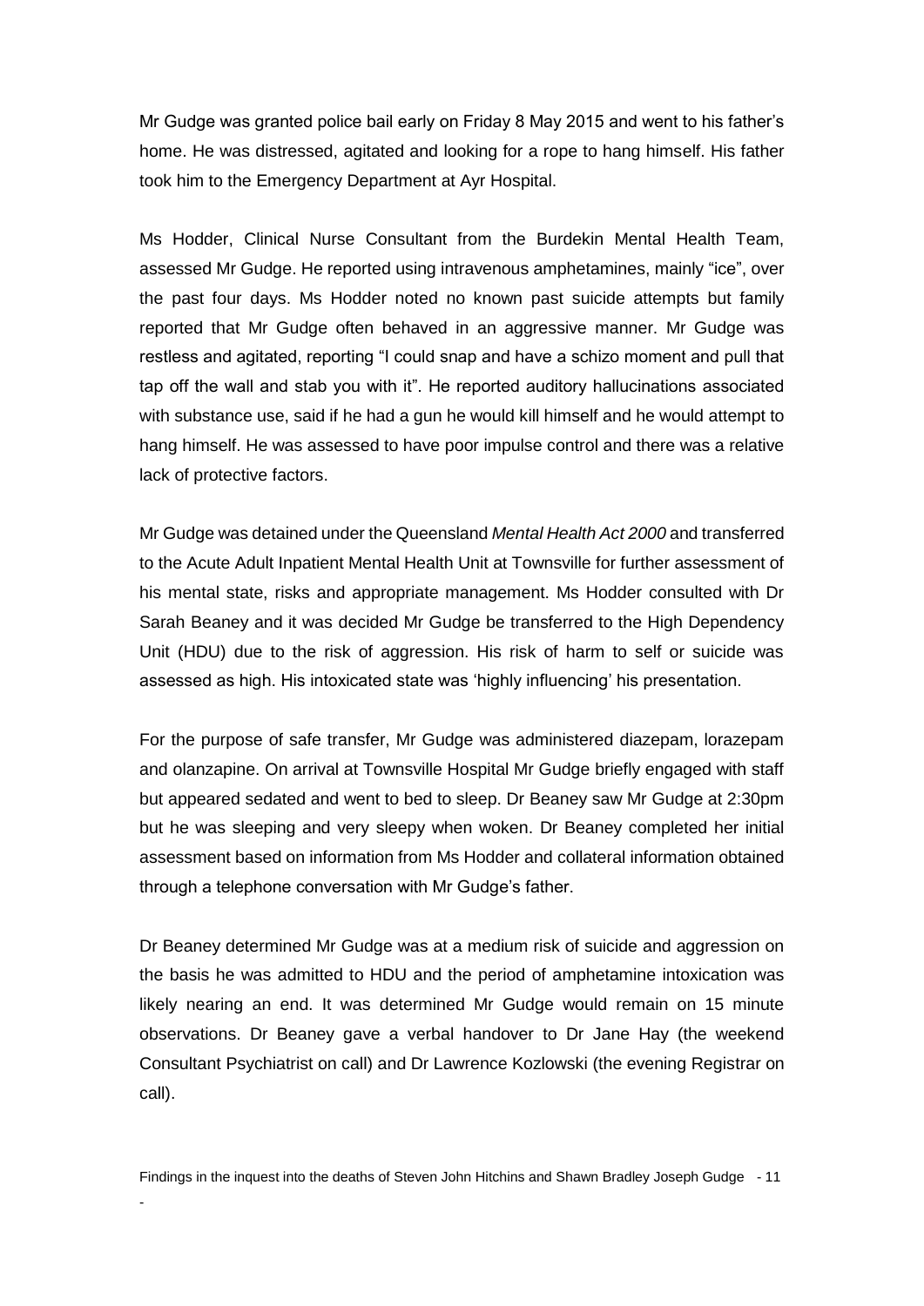Mr Gudge was granted police bail early on Friday 8 May 2015 and went to his father's home. He was distressed, agitated and looking for a rope to hang himself. His father took him to the Emergency Department at Ayr Hospital.

Ms Hodder, Clinical Nurse Consultant from the Burdekin Mental Health Team, assessed Mr Gudge. He reported using intravenous amphetamines, mainly "ice", over the past four days. Ms Hodder noted no known past suicide attempts but family reported that Mr Gudge often behaved in an aggressive manner. Mr Gudge was restless and agitated, reporting "I could snap and have a schizo moment and pull that tap off the wall and stab you with it". He reported auditory hallucinations associated with substance use, said if he had a gun he would kill himself and he would attempt to hang himself. He was assessed to have poor impulse control and there was a relative lack of protective factors.

Mr Gudge was detained under the Queensland *Mental Health Act 2000* and transferred to the Acute Adult Inpatient Mental Health Unit at Townsville for further assessment of his mental state, risks and appropriate management. Ms Hodder consulted with Dr Sarah Beaney and it was decided Mr Gudge be transferred to the High Dependency Unit (HDU) due to the risk of aggression. His risk of harm to self or suicide was assessed as high. His intoxicated state was 'highly influencing' his presentation.

For the purpose of safe transfer, Mr Gudge was administered diazepam, lorazepam and olanzapine. On arrival at Townsville Hospital Mr Gudge briefly engaged with staff but appeared sedated and went to bed to sleep. Dr Beaney saw Mr Gudge at 2:30pm but he was sleeping and very sleepy when woken. Dr Beaney completed her initial assessment based on information from Ms Hodder and collateral information obtained through a telephone conversation with Mr Gudge's father.

Dr Beaney determined Mr Gudge was at a medium risk of suicide and aggression on the basis he was admitted to HDU and the period of amphetamine intoxication was likely nearing an end. It was determined Mr Gudge would remain on 15 minute observations. Dr Beaney gave a verbal handover to Dr Jane Hay (the weekend Consultant Psychiatrist on call) and Dr Lawrence Kozlowski (the evening Registrar on call).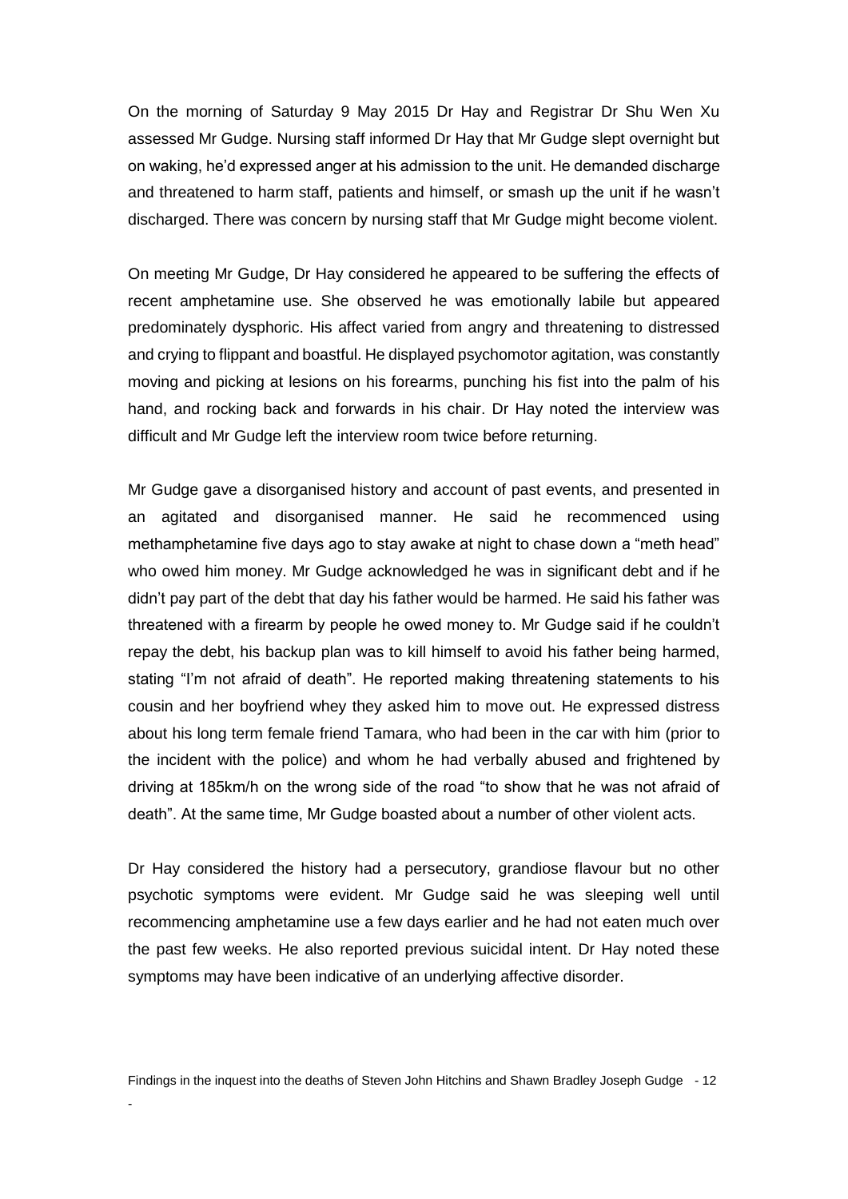On the morning of Saturday 9 May 2015 Dr Hay and Registrar Dr Shu Wen Xu assessed Mr Gudge. Nursing staff informed Dr Hay that Mr Gudge slept overnight but on waking, he'd expressed anger at his admission to the unit. He demanded discharge and threatened to harm staff, patients and himself, or smash up the unit if he wasn't discharged. There was concern by nursing staff that Mr Gudge might become violent.

On meeting Mr Gudge, Dr Hay considered he appeared to be suffering the effects of recent amphetamine use. She observed he was emotionally labile but appeared predominately dysphoric. His affect varied from angry and threatening to distressed and crying to flippant and boastful. He displayed psychomotor agitation, was constantly moving and picking at lesions on his forearms, punching his fist into the palm of his hand, and rocking back and forwards in his chair. Dr Hay noted the interview was difficult and Mr Gudge left the interview room twice before returning.

Mr Gudge gave a disorganised history and account of past events, and presented in an agitated and disorganised manner. He said he recommenced using methamphetamine five days ago to stay awake at night to chase down a "meth head" who owed him money. Mr Gudge acknowledged he was in significant debt and if he didn't pay part of the debt that day his father would be harmed. He said his father was threatened with a firearm by people he owed money to. Mr Gudge said if he couldn't repay the debt, his backup plan was to kill himself to avoid his father being harmed, stating "I'm not afraid of death". He reported making threatening statements to his cousin and her boyfriend whey they asked him to move out. He expressed distress about his long term female friend Tamara, who had been in the car with him (prior to the incident with the police) and whom he had verbally abused and frightened by driving at 185km/h on the wrong side of the road "to show that he was not afraid of death". At the same time, Mr Gudge boasted about a number of other violent acts.

Dr Hay considered the history had a persecutory, grandiose flavour but no other psychotic symptoms were evident. Mr Gudge said he was sleeping well until recommencing amphetamine use a few days earlier and he had not eaten much over the past few weeks. He also reported previous suicidal intent. Dr Hay noted these symptoms may have been indicative of an underlying affective disorder.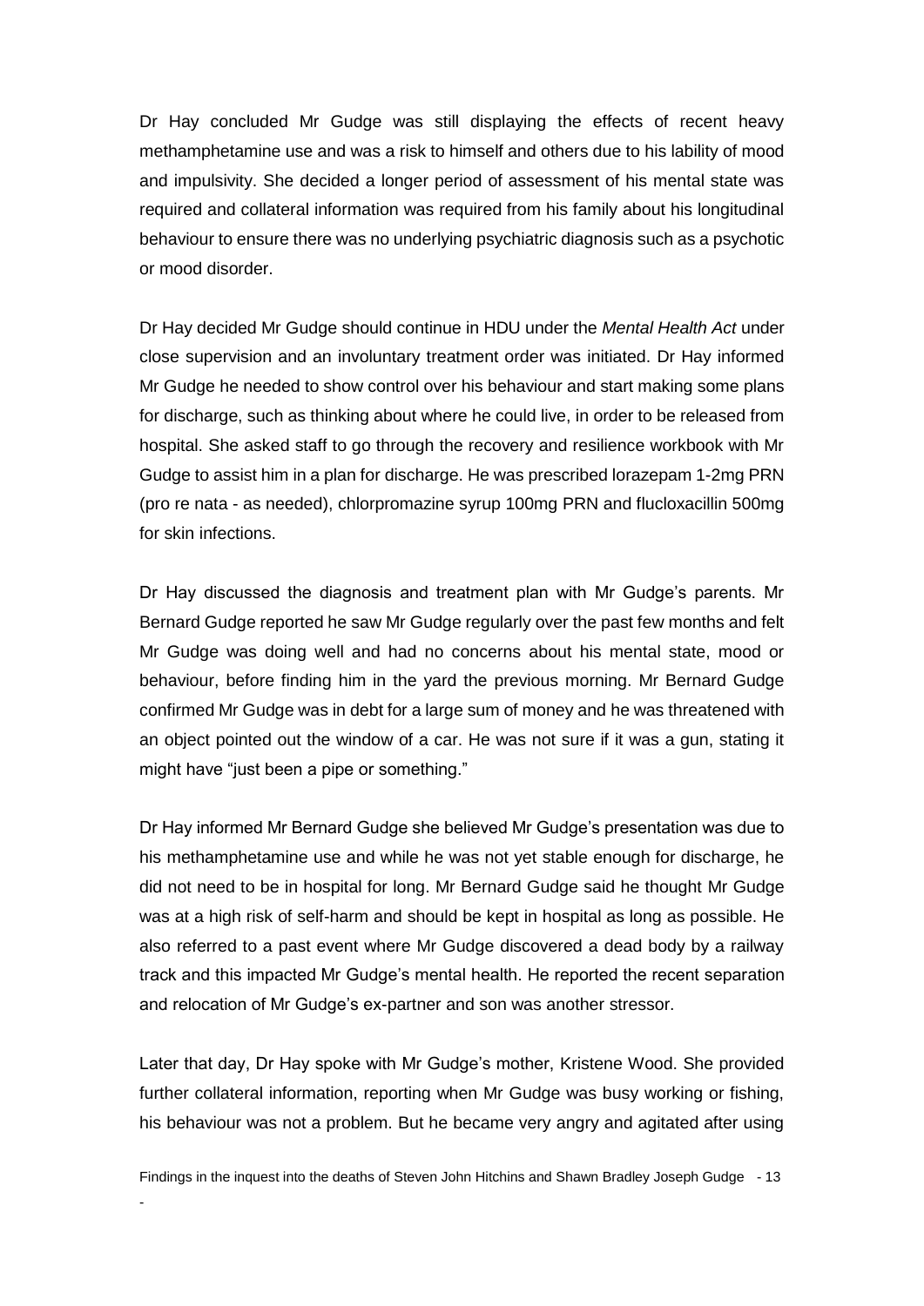Dr Hay concluded Mr Gudge was still displaying the effects of recent heavy methamphetamine use and was a risk to himself and others due to his lability of mood and impulsivity. She decided a longer period of assessment of his mental state was required and collateral information was required from his family about his longitudinal behaviour to ensure there was no underlying psychiatric diagnosis such as a psychotic or mood disorder.

Dr Hay decided Mr Gudge should continue in HDU under the *Mental Health Act* under close supervision and an involuntary treatment order was initiated. Dr Hay informed Mr Gudge he needed to show control over his behaviour and start making some plans for discharge, such as thinking about where he could live, in order to be released from hospital. She asked staff to go through the recovery and resilience workbook with Mr Gudge to assist him in a plan for discharge. He was prescribed lorazepam 1-2mg PRN (pro re nata - as needed), chlorpromazine syrup 100mg PRN and flucloxacillin 500mg for skin infections.

Dr Hay discussed the diagnosis and treatment plan with Mr Gudge's parents. Mr Bernard Gudge reported he saw Mr Gudge regularly over the past few months and felt Mr Gudge was doing well and had no concerns about his mental state, mood or behaviour, before finding him in the yard the previous morning. Mr Bernard Gudge confirmed Mr Gudge was in debt for a large sum of money and he was threatened with an object pointed out the window of a car. He was not sure if it was a gun, stating it might have "just been a pipe or something."

Dr Hay informed Mr Bernard Gudge she believed Mr Gudge's presentation was due to his methamphetamine use and while he was not yet stable enough for discharge, he did not need to be in hospital for long. Mr Bernard Gudge said he thought Mr Gudge was at a high risk of self-harm and should be kept in hospital as long as possible. He also referred to a past event where Mr Gudge discovered a dead body by a railway track and this impacted Mr Gudge's mental health. He reported the recent separation and relocation of Mr Gudge's ex-partner and son was another stressor.

Later that day, Dr Hay spoke with Mr Gudge's mother, Kristene Wood. She provided further collateral information, reporting when Mr Gudge was busy working or fishing, his behaviour was not a problem. But he became very angry and agitated after using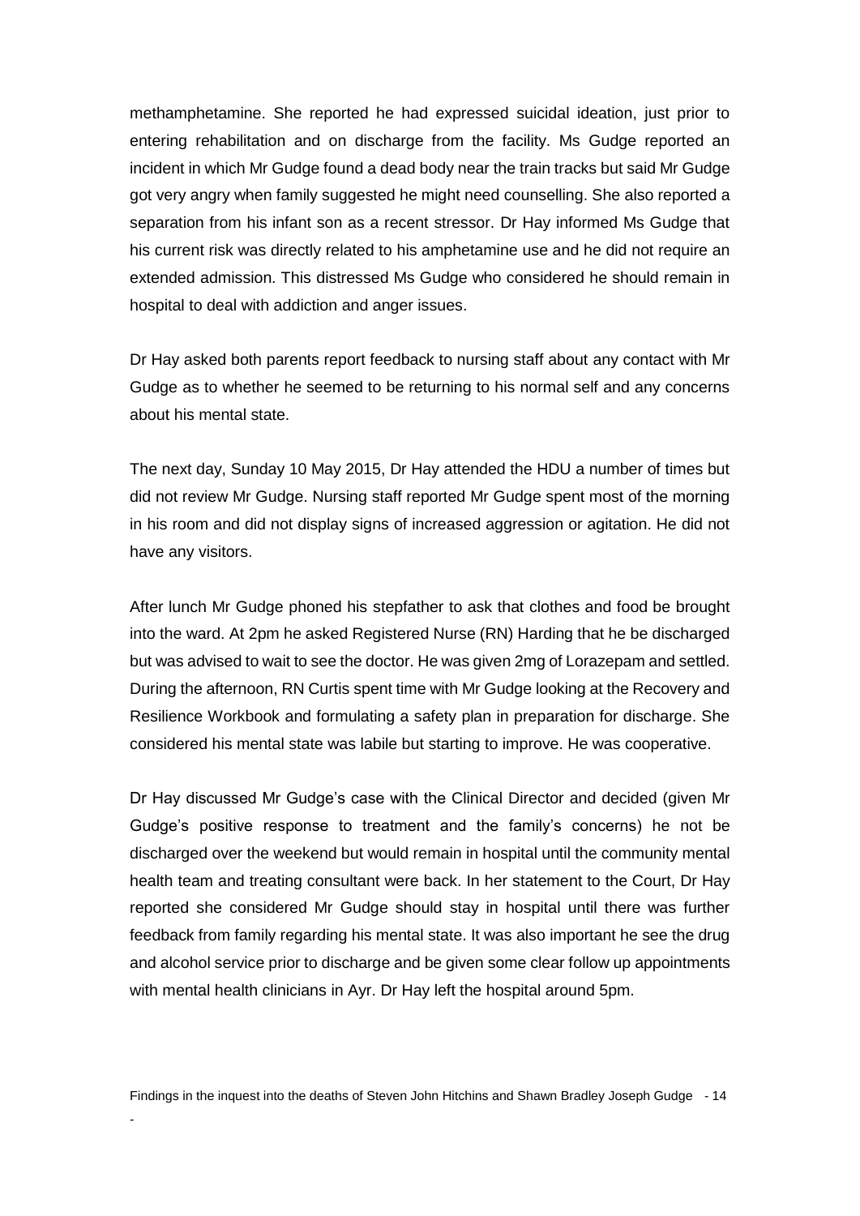methamphetamine. She reported he had expressed suicidal ideation, just prior to entering rehabilitation and on discharge from the facility. Ms Gudge reported an incident in which Mr Gudge found a dead body near the train tracks but said Mr Gudge got very angry when family suggested he might need counselling. She also reported a separation from his infant son as a recent stressor. Dr Hay informed Ms Gudge that his current risk was directly related to his amphetamine use and he did not require an extended admission. This distressed Ms Gudge who considered he should remain in hospital to deal with addiction and anger issues.

Dr Hay asked both parents report feedback to nursing staff about any contact with Mr Gudge as to whether he seemed to be returning to his normal self and any concerns about his mental state.

The next day, Sunday 10 May 2015, Dr Hay attended the HDU a number of times but did not review Mr Gudge. Nursing staff reported Mr Gudge spent most of the morning in his room and did not display signs of increased aggression or agitation. He did not have any visitors.

After lunch Mr Gudge phoned his stepfather to ask that clothes and food be brought into the ward. At 2pm he asked Registered Nurse (RN) Harding that he be discharged but was advised to wait to see the doctor. He was given 2mg of Lorazepam and settled. During the afternoon, RN Curtis spent time with Mr Gudge looking at the Recovery and Resilience Workbook and formulating a safety plan in preparation for discharge. She considered his mental state was labile but starting to improve. He was cooperative.

Dr Hay discussed Mr Gudge's case with the Clinical Director and decided (given Mr Gudge's positive response to treatment and the family's concerns) he not be discharged over the weekend but would remain in hospital until the community mental health team and treating consultant were back. In her statement to the Court, Dr Hay reported she considered Mr Gudge should stay in hospital until there was further feedback from family regarding his mental state. It was also important he see the drug and alcohol service prior to discharge and be given some clear follow up appointments with mental health clinicians in Ayr. Dr Hay left the hospital around 5pm.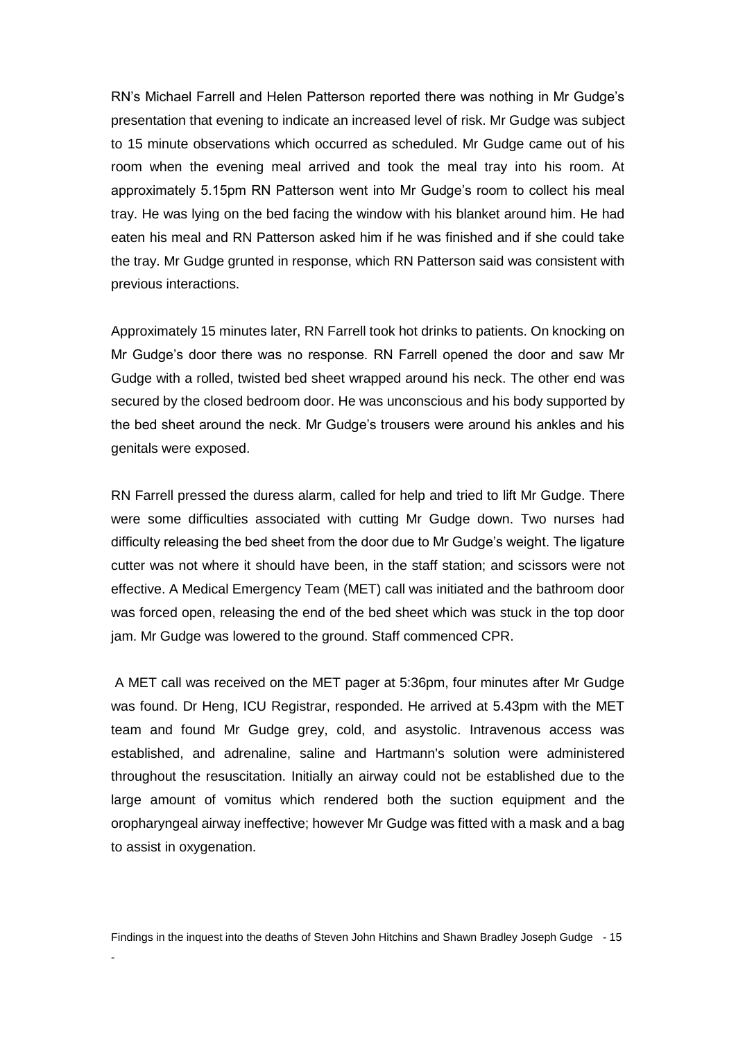RN's Michael Farrell and Helen Patterson reported there was nothing in Mr Gudge's presentation that evening to indicate an increased level of risk. Mr Gudge was subject to 15 minute observations which occurred as scheduled. Mr Gudge came out of his room when the evening meal arrived and took the meal tray into his room. At approximately 5.15pm RN Patterson went into Mr Gudge's room to collect his meal tray. He was lying on the bed facing the window with his blanket around him. He had eaten his meal and RN Patterson asked him if he was finished and if she could take the tray. Mr Gudge grunted in response, which RN Patterson said was consistent with previous interactions.

Approximately 15 minutes later, RN Farrell took hot drinks to patients. On knocking on Mr Gudge's door there was no response. RN Farrell opened the door and saw Mr Gudge with a rolled, twisted bed sheet wrapped around his neck. The other end was secured by the closed bedroom door. He was unconscious and his body supported by the bed sheet around the neck. Mr Gudge's trousers were around his ankles and his genitals were exposed.

RN Farrell pressed the duress alarm, called for help and tried to lift Mr Gudge. There were some difficulties associated with cutting Mr Gudge down. Two nurses had difficulty releasing the bed sheet from the door due to Mr Gudge's weight. The ligature cutter was not where it should have been, in the staff station; and scissors were not effective. A Medical Emergency Team (MET) call was initiated and the bathroom door was forced open, releasing the end of the bed sheet which was stuck in the top door jam. Mr Gudge was lowered to the ground. Staff commenced CPR.

A MET call was received on the MET pager at 5:36pm, four minutes after Mr Gudge was found. Dr Heng, ICU Registrar, responded. He arrived at 5.43pm with the MET team and found Mr Gudge grey, cold, and asystolic. Intravenous access was established, and adrenaline, saline and Hartmann's solution were administered throughout the resuscitation. Initially an airway could not be established due to the large amount of vomitus which rendered both the suction equipment and the oropharyngeal airway ineffective; however Mr Gudge was fitted with a mask and a bag to assist in oxygenation.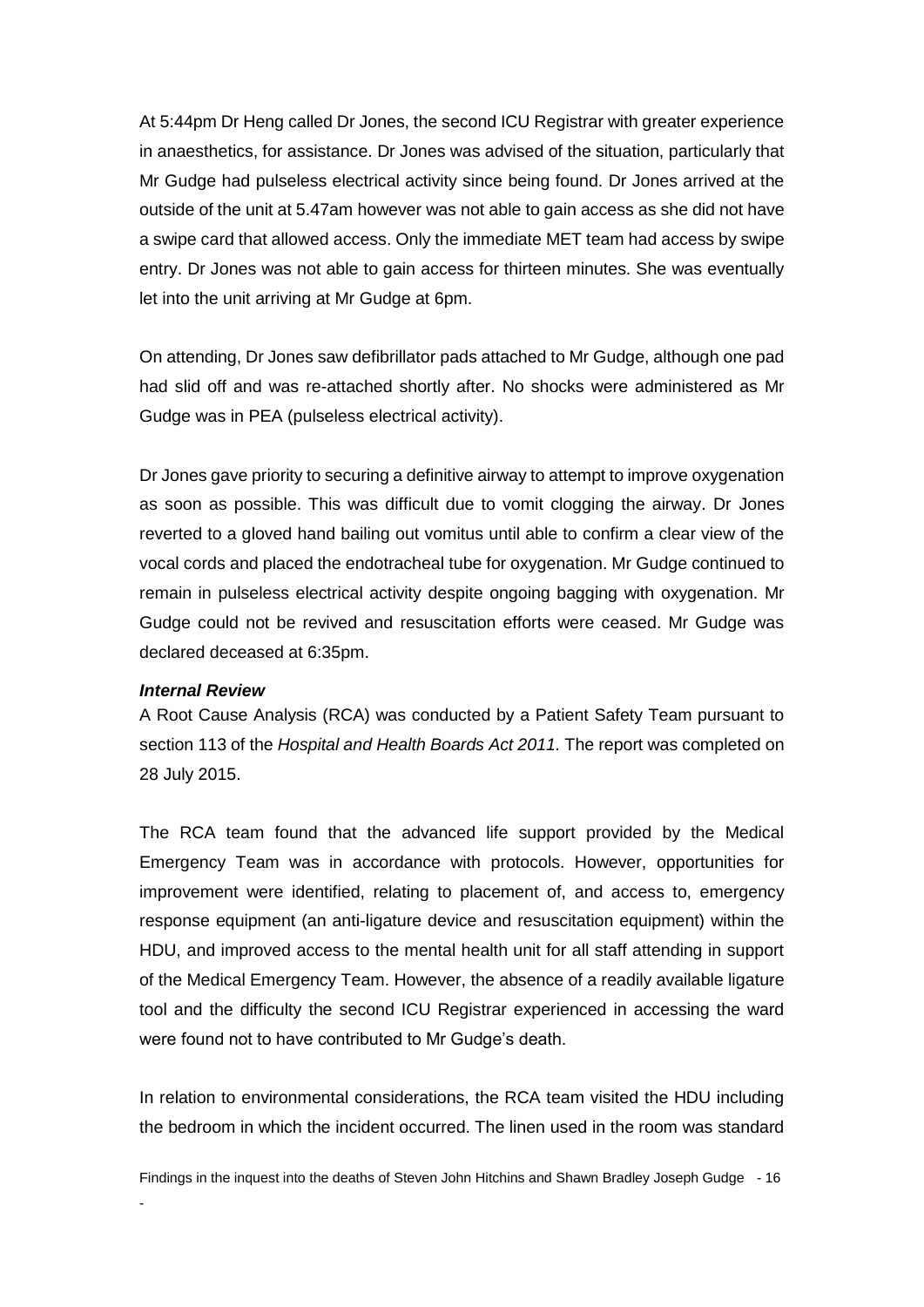At 5:44pm Dr Heng called Dr Jones, the second ICU Registrar with greater experience in anaesthetics, for assistance. Dr Jones was advised of the situation, particularly that Mr Gudge had pulseless electrical activity since being found. Dr Jones arrived at the outside of the unit at 5.47am however was not able to gain access as she did not have a swipe card that allowed access. Only the immediate MET team had access by swipe entry. Dr Jones was not able to gain access for thirteen minutes. She was eventually let into the unit arriving at Mr Gudge at 6pm.

On attending, Dr Jones saw defibrillator pads attached to Mr Gudge, although one pad had slid off and was re-attached shortly after. No shocks were administered as Mr Gudge was in PEA (pulseless electrical activity).

Dr Jones gave priority to securing a definitive airway to attempt to improve oxygenation as soon as possible. This was difficult due to vomit clogging the airway. Dr Jones reverted to a gloved hand bailing out vomitus until able to confirm a clear view of the vocal cords and placed the endotracheal tube for oxygenation. Mr Gudge continued to remain in pulseless electrical activity despite ongoing bagging with oxygenation. Mr Gudge could not be revived and resuscitation efforts were ceased. Mr Gudge was declared deceased at 6:35pm.

***Internal Review***

A Root Cause Analysis (RCA) was conducted by a Patient Safety Team pursuant to section 113 of the *Hospital and Health Boards Act 2011.* The report was completed on 28 July 2015.

The RCA team found that the advanced life support provided by the Medical Emergency Team was in accordance with protocols. However, opportunities for improvement were identified, relating to placement of, and access to, emergency response equipment (an anti-ligature device and resuscitation equipment) within the HDU, and improved access to the mental health unit for all staff attending in support of the Medical Emergency Team. However, the absence of a readily available ligature tool and the difficulty the second ICU Registrar experienced in accessing the ward were found not to have contributed to Mr Gudge's death.

In relation to environmental considerations, the RCA team visited the HDU including the bedroom in which the incident occurred. The linen used in the room was standard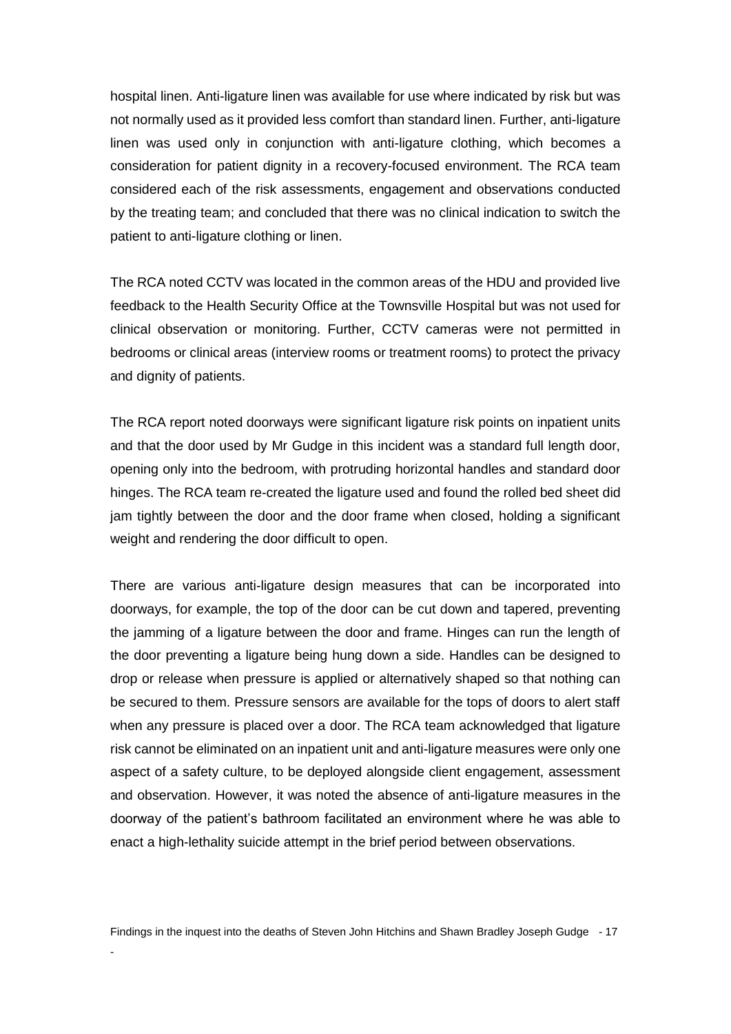hospital linen. Anti-ligature linen was available for use where indicated by risk but was not normally used as it provided less comfort than standard linen. Further, anti-ligature linen was used only in conjunction with anti-ligature clothing, which becomes a consideration for patient dignity in a recovery-focused environment. The RCA team considered each of the risk assessments, engagement and observations conducted by the treating team; and concluded that there was no clinical indication to switch the patient to anti-ligature clothing or linen.

The RCA noted CCTV was located in the common areas of the HDU and provided live feedback to the Health Security Office at the Townsville Hospital but was not used for clinical observation or monitoring. Further, CCTV cameras were not permitted in bedrooms or clinical areas (interview rooms or treatment rooms) to protect the privacy and dignity of patients.

The RCA report noted doorways were significant ligature risk points on inpatient units and that the door used by Mr Gudge in this incident was a standard full length door, opening only into the bedroom, with protruding horizontal handles and standard door hinges. The RCA team re-created the ligature used and found the rolled bed sheet did jam tightly between the door and the door frame when closed, holding a significant weight and rendering the door difficult to open.

There are various anti-ligature design measures that can be incorporated into doorways, for example, the top of the door can be cut down and tapered, preventing the jamming of a ligature between the door and frame. Hinges can run the length of the door preventing a ligature being hung down a side. Handles can be designed to drop or release when pressure is applied or alternatively shaped so that nothing can be secured to them. Pressure sensors are available for the tops of doors to alert staff when any pressure is placed over a door. The RCA team acknowledged that ligature risk cannot be eliminated on an inpatient unit and anti-ligature measures were only one aspect of a safety culture, to be deployed alongside client engagement, assessment and observation. However, it was noted the absence of anti-ligature measures in the doorway of the patient's bathroom facilitated an environment where he was able to enact a high-lethality suicide attempt in the brief period between observations.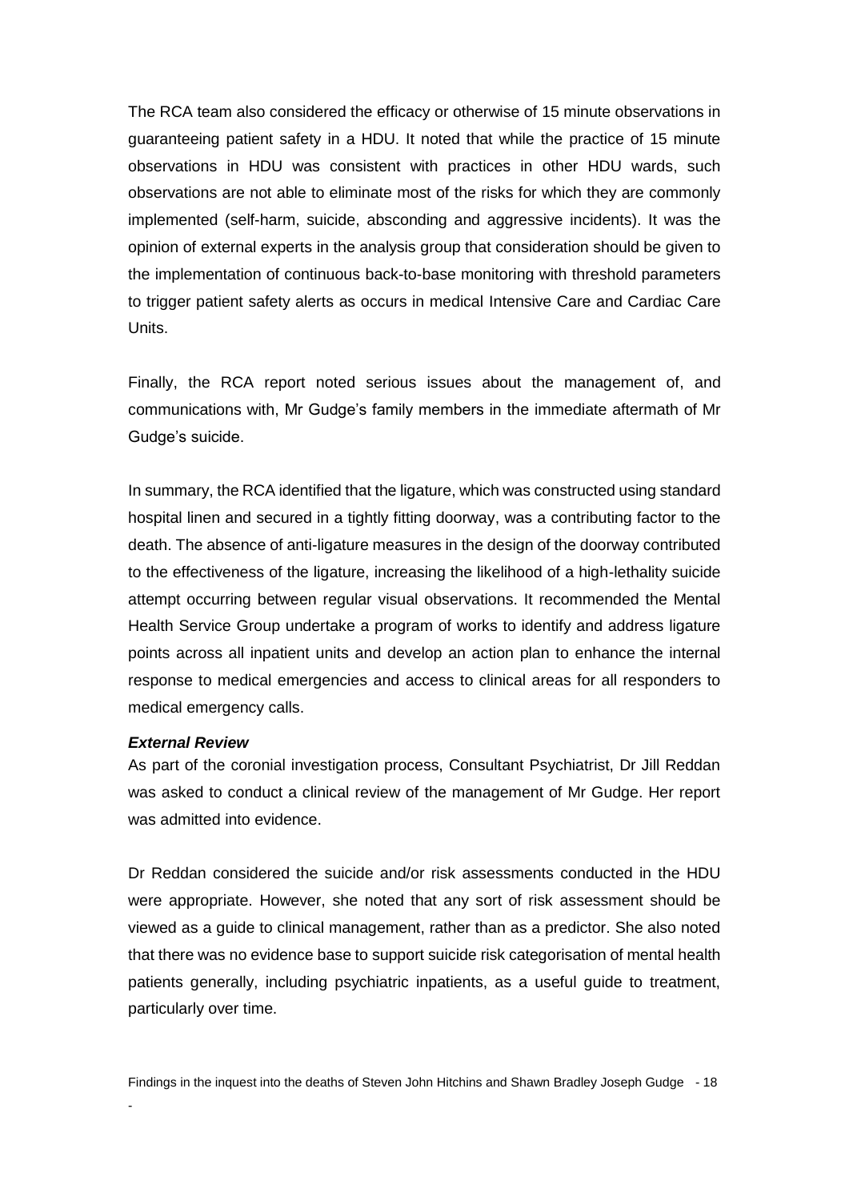The RCA team also considered the efficacy or otherwise of 15 minute observations in guaranteeing patient safety in a HDU. It noted that while the practice of 15 minute observations in HDU was consistent with practices in other HDU wards, such observations are not able to eliminate most of the risks for which they are commonly implemented (self-harm, suicide, absconding and aggressive incidents). It was the opinion of external experts in the analysis group that consideration should be given to the implementation of continuous back-to-base monitoring with threshold parameters to trigger patient safety alerts as occurs in medical Intensive Care and Cardiac Care Units.

Finally, the RCA report noted serious issues about the management of, and communications with, Mr Gudge's family members in the immediate aftermath of Mr Gudge's suicide.

In summary, the RCA identified that the ligature, which was constructed using standard hospital linen and secured in a tightly fitting doorway, was a contributing factor to the death. The absence of anti-ligature measures in the design of the doorway contributed to the effectiveness of the ligature, increasing the likelihood of a high-lethality suicide attempt occurring between regular visual observations. It recommended the Mental Health Service Group undertake a program of works to identify and address ligature points across all inpatient units and develop an action plan to enhance the internal response to medical emergencies and access to clinical areas for all responders to medical emergency calls.

***External Review***

As part of the coronial investigation process, Consultant Psychiatrist, Dr Jill Reddan was asked to conduct a clinical review of the management of Mr Gudge. Her report was admitted into evidence.

Dr Reddan considered the suicide and/or risk assessments conducted in the HDU were appropriate. However, she noted that any sort of risk assessment should be viewed as a guide to clinical management, rather than as a predictor. She also noted that there was no evidence base to support suicide risk categorisation of mental health patients generally, including psychiatric inpatients, as a useful guide to treatment, particularly over time.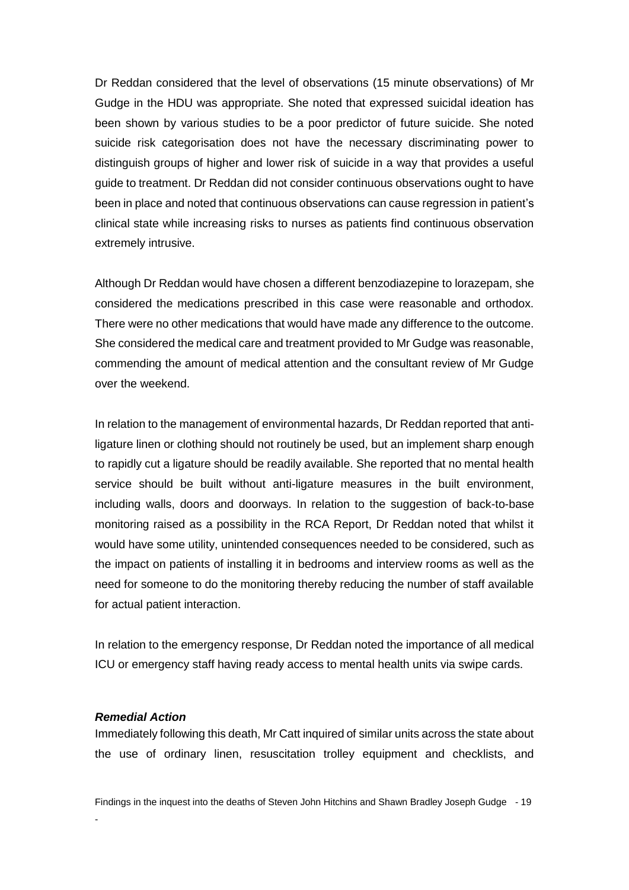Dr Reddan considered that the level of observations (15 minute observations) of Mr Gudge in the HDU was appropriate. She noted that expressed suicidal ideation has been shown by various studies to be a poor predictor of future suicide. She noted suicide risk categorisation does not have the necessary discriminating power to distinguish groups of higher and lower risk of suicide in a way that provides a useful guide to treatment. Dr Reddan did not consider continuous observations ought to have been in place and noted that continuous observations can cause regression in patient's clinical state while increasing risks to nurses as patients find continuous observation extremely intrusive.

Although Dr Reddan would have chosen a different benzodiazepine to lorazepam, she considered the medications prescribed in this case were reasonable and orthodox. There were no other medications that would have made any difference to the outcome. She considered the medical care and treatment provided to Mr Gudge was reasonable, commending the amount of medical attention and the consultant review of Mr Gudge over the weekend.

In relation to the management of environmental hazards, Dr Reddan reported that anti-ligature linen or clothing should not routinely be used, but an implement sharp enough to rapidly cut a ligature should be readily available. She reported that no mental health service should be built without anti-ligature measures in the built environment, including walls, doors and doorways. In relation to the suggestion of back-to-base monitoring raised as a possibility in the RCA Report, Dr Reddan noted that whilst it would have some utility, unintended consequences needed to be considered, such as the impact on patients of installing it in bedrooms and interview rooms as well as the need for someone to do the monitoring thereby reducing the number of staff available for actual patient interaction.

In relation to the emergency response, Dr Reddan noted the importance of all medical ICU or emergency staff having ready access to mental health units via swipe cards.

***Remedial Action***

Immediately following this death, Mr Catt inquired of similar units across the state about the use of ordinary linen, resuscitation trolley equipment and checklists, and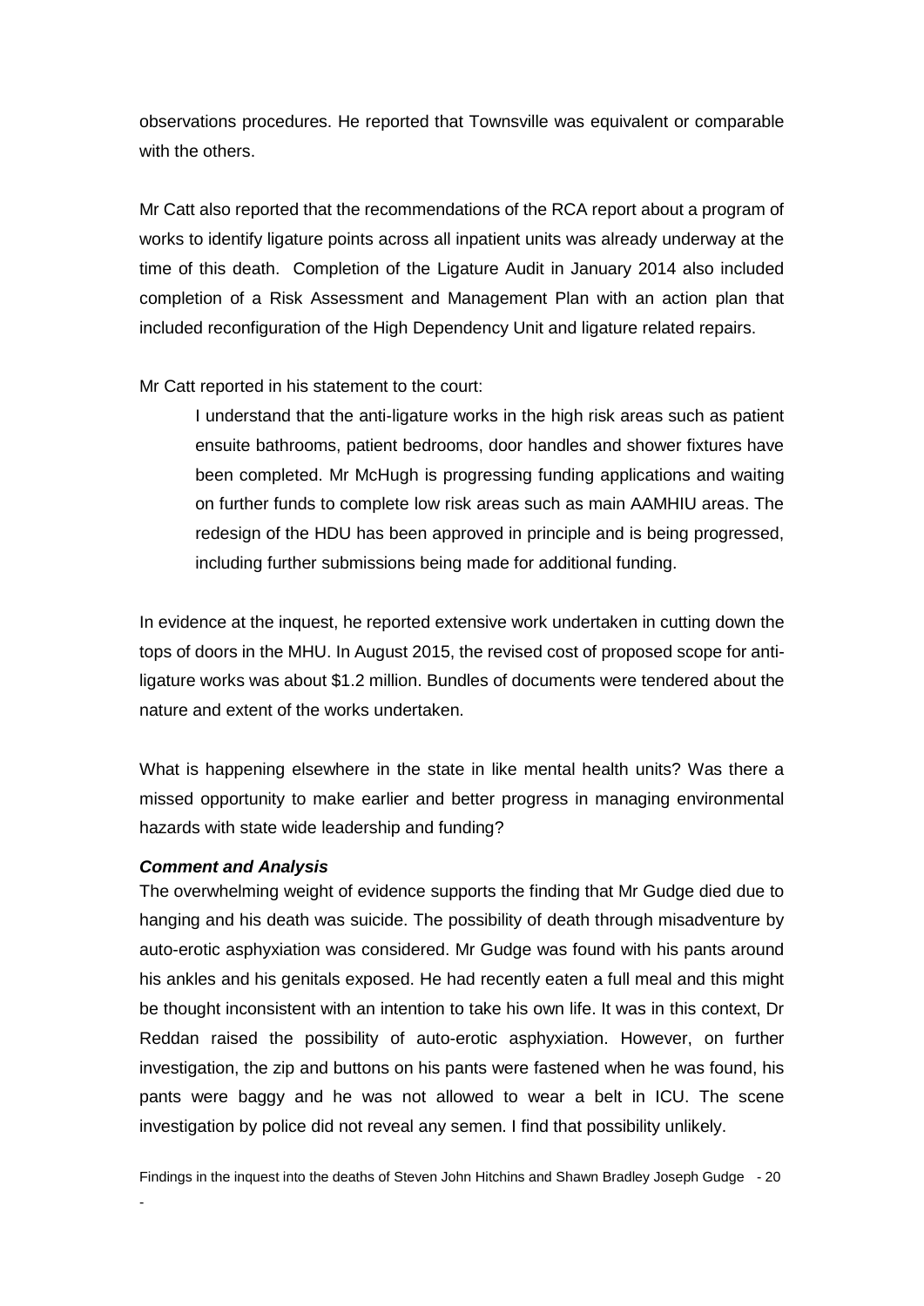observations procedures. He reported that Townsville was equivalent or comparable with the others.

Mr Catt also reported that the recommendations of the RCA report about a program of works to identify ligature points across all inpatient units was already underway at the time of this death. Completion of the Ligature Audit in January 2014 also included completion of a Risk Assessment and Management Plan with an action plan that included reconfiguration of the High Dependency Unit and ligature related repairs.

Mr Catt reported in his statement to the court:

> I understand that the anti-ligature works in the high risk areas such as patient ensuite bathrooms, patient bedrooms, door handles and shower fixtures have been completed. Mr McHugh is progressing funding applications and waiting on further funds to complete low risk areas such as main AAMHIU areas. The redesign of the HDU has been approved in principle and is being progressed, including further submissions being made for additional funding.

In evidence at the inquest, he reported extensive work undertaken in cutting down the tops of doors in the MHU. In August 2015, the revised cost of proposed scope for anti-ligature works was about $1.2 million. Bundles of documents were tendered about the nature and extent of the works undertaken.

What is happening elsewhere in the state in like mental health units? Was there a missed opportunity to make earlier and better progress in managing environmental hazards with state wide leadership and funding?

***Comment and Analysis***

The overwhelming weight of evidence supports the finding that Mr Gudge died due to hanging and his death was suicide. The possibility of death through misadventure by auto-erotic asphyxiation was considered. Mr Gudge was found with his pants around his ankles and his genitals exposed. He had recently eaten a full meal and this might be thought inconsistent with an intention to take his own life. It was in this context, Dr Reddan raised the possibility of auto-erotic asphyxiation. However, on further investigation, the zip and buttons on his pants were fastened when he was found, his pants were baggy and he was not allowed to wear a belt in ICU. The scene investigation by police did not reveal any semen. I find that possibility unlikely.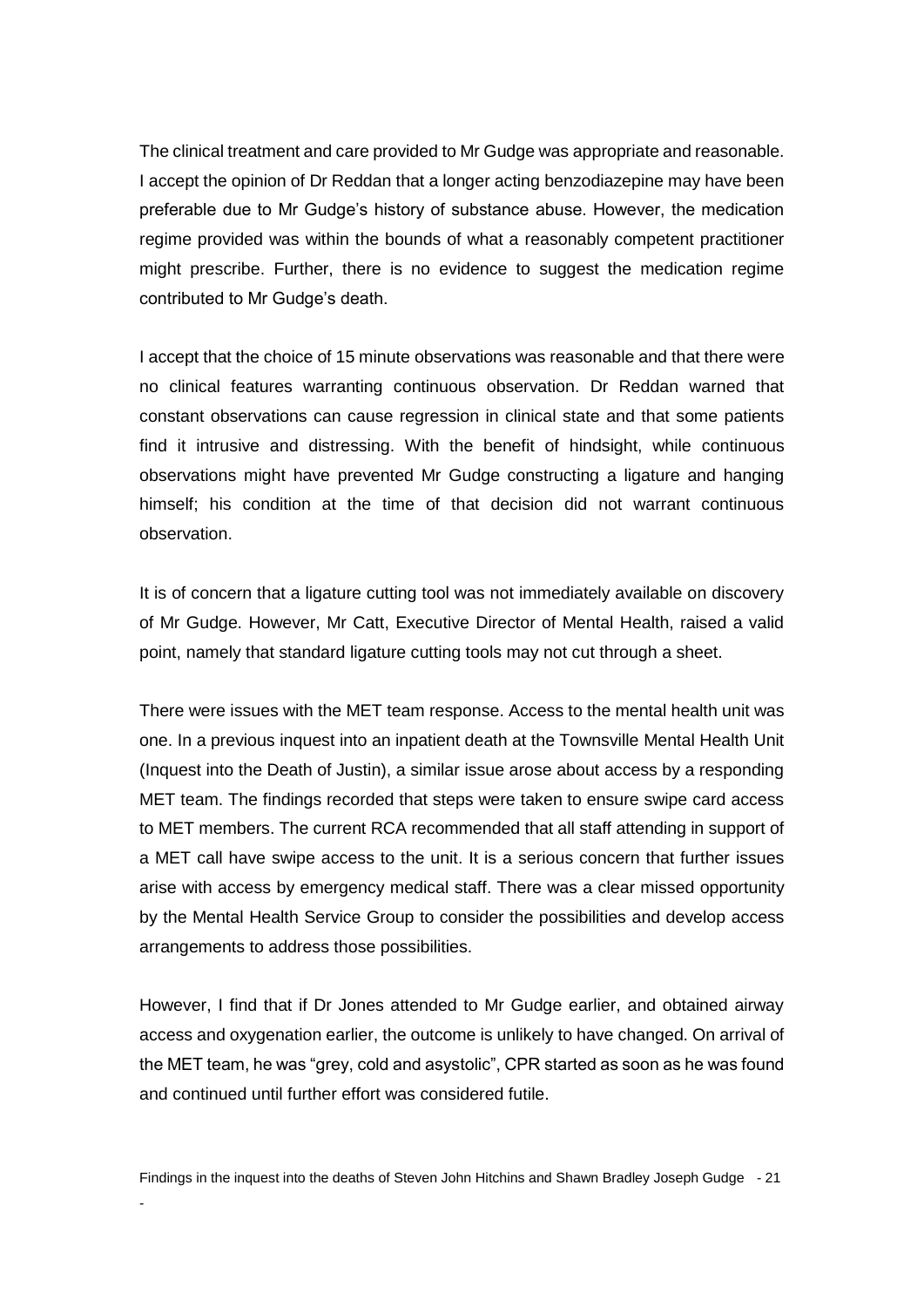The clinical treatment and care provided to Mr Gudge was appropriate and reasonable. I accept the opinion of Dr Reddan that a longer acting benzodiazepine may have been preferable due to Mr Gudge's history of substance abuse. However, the medication regime provided was within the bounds of what a reasonably competent practitioner might prescribe. Further, there is no evidence to suggest the medication regime contributed to Mr Gudge's death.

I accept that the choice of 15 minute observations was reasonable and that there were no clinical features warranting continuous observation. Dr Reddan warned that constant observations can cause regression in clinical state and that some patients find it intrusive and distressing. With the benefit of hindsight, while continuous observations might have prevented Mr Gudge constructing a ligature and hanging himself; his condition at the time of that decision did not warrant continuous observation.

It is of concern that a ligature cutting tool was not immediately available on discovery of Mr Gudge. However, Mr Catt, Executive Director of Mental Health, raised a valid point, namely that standard ligature cutting tools may not cut through a sheet.

There were issues with the MET team response. Access to the mental health unit was one. In a previous inquest into an inpatient death at the Townsville Mental Health Unit (Inquest into the Death of Justin), a similar issue arose about access by a responding MET team. The findings recorded that steps were taken to ensure swipe card access to MET members. The current RCA recommended that all staff attending in support of a MET call have swipe access to the unit. It is a serious concern that further issues arise with access by emergency medical staff. There was a clear missed opportunity by the Mental Health Service Group to consider the possibilities and develop access arrangements to address those possibilities.

However, I find that if Dr Jones attended to Mr Gudge earlier, and obtained airway access and oxygenation earlier, the outcome is unlikely to have changed. On arrival of the MET team, he was "grey, cold and asystolic", CPR started as soon as he was found and continued until further effort was considered futile.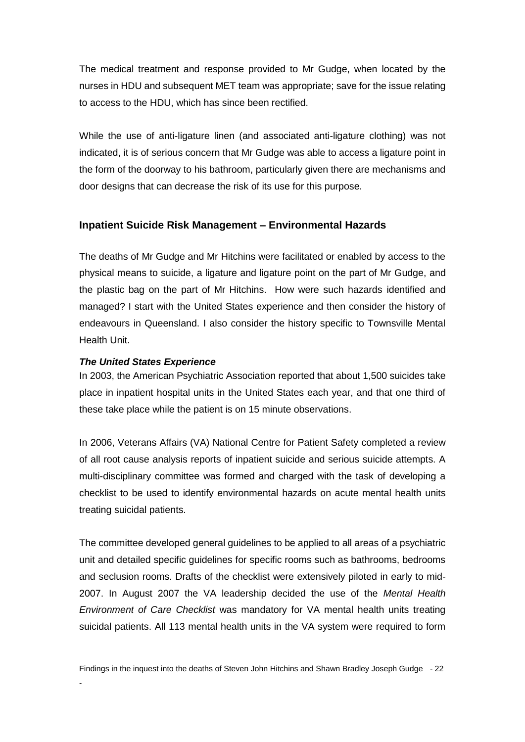The medical treatment and response provided to Mr Gudge, when located by the nurses in HDU and subsequent MET team was appropriate; save for the issue relating to access to the HDU, which has since been rectified.

While the use of anti-ligature linen (and associated anti-ligature clothing) was not indicated, it is of serious concern that Mr Gudge was able to access a ligature point in the form of the doorway to his bathroom, particularly given there are mechanisms and door designs that can decrease the risk of its use for this purpose.

## Inpatient Suicide Risk Management – Environmental Hazards

The deaths of Mr Gudge and Mr Hitchins were facilitated or enabled by access to the physical means to suicide, a ligature and ligature point on the part of Mr Gudge, and the plastic bag on the part of Mr Hitchins. How were such hazards identified and managed? I start with the United States experience and then consider the history of endeavours in Queensland. I also consider the history specific to Townsville Mental Health Unit.

### *The United States Experience*

In 2003, the American Psychiatric Association reported that about 1,500 suicides take place in inpatient hospital units in the United States each year, and that one third of these take place while the patient is on 15 minute observations.

In 2006, Veterans Affairs (VA) National Centre for Patient Safety completed a review of all root cause analysis reports of inpatient suicide and serious suicide attempts. A multi-disciplinary committee was formed and charged with the task of developing a checklist to be used to identify environmental hazards on acute mental health units treating suicidal patients.

The committee developed general guidelines to be applied to all areas of a psychiatric unit and detailed specific guidelines for specific rooms such as bathrooms, bedrooms and seclusion rooms. Drafts of the checklist were extensively piloted in early to mid-2007. In August 2007 the VA leadership decided the use of the *Mental Health Environment of Care Checklist* was mandatory for VA mental health units treating suicidal patients. All 113 mental health units in the VA system were required to form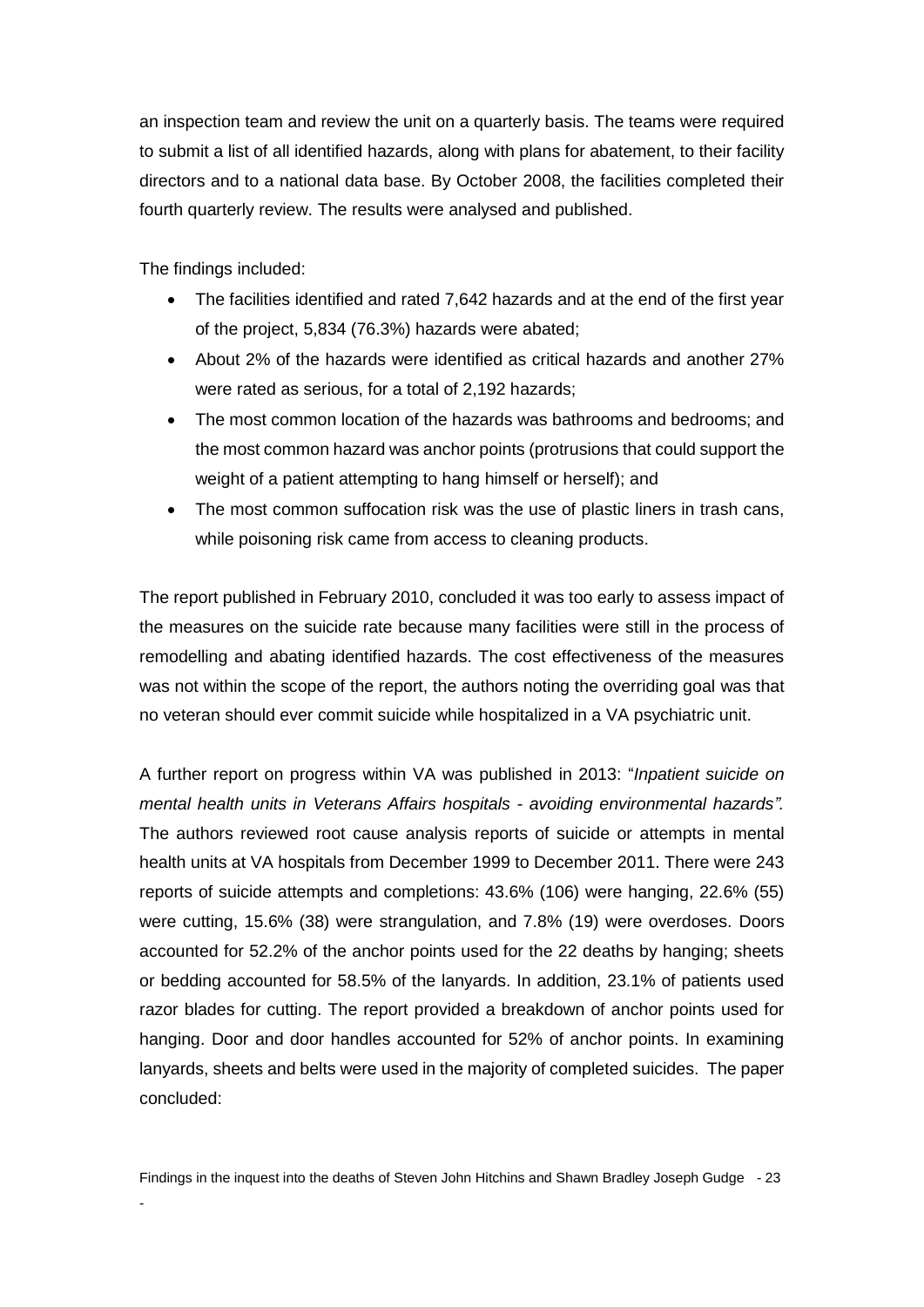an inspection team and review the unit on a quarterly basis. The teams were required to submit a list of all identified hazards, along with plans for abatement, to their facility directors and to a national data base. By October 2008, the facilities completed their fourth quarterly review. The results were analysed and published.

The findings included:

- The facilities identified and rated 7,642 hazards and at the end of the first year of the project, 5,834 (76.3%) hazards were abated;
- About 2% of the hazards were identified as critical hazards and another 27% were rated as serious, for a total of 2,192 hazards;
- The most common location of the hazards was bathrooms and bedrooms; and the most common hazard was anchor points (protrusions that could support the weight of a patient attempting to hang himself or herself); and
- The most common suffocation risk was the use of plastic liners in trash cans, while poisoning risk came from access to cleaning products.

The report published in February 2010, concluded it was too early to assess impact of the measures on the suicide rate because many facilities were still in the process of remodelling and abating identified hazards. The cost effectiveness of the measures was not within the scope of the report, the authors noting the overriding goal was that no veteran should ever commit suicide while hospitalized in a VA psychiatric unit.

A further report on progress within VA was published in 2013: "*Inpatient suicide on mental health units in Veterans Affairs hospitals - avoiding environmental hazards".* The authors reviewed root cause analysis reports of suicide or attempts in mental health units at VA hospitals from December 1999 to December 2011. There were 243 reports of suicide attempts and completions: 43.6% (106) were hanging, 22.6% (55) were cutting, 15.6% (38) were strangulation, and 7.8% (19) were overdoses. Doors accounted for 52.2% of the anchor points used for the 22 deaths by hanging; sheets or bedding accounted for 58.5% of the lanyards. In addition, 23.1% of patients used razor blades for cutting. The report provided a breakdown of anchor points used for hanging. Door and door handles accounted for 52% of anchor points. In examining lanyards, sheets and belts were used in the majority of completed suicides. The paper concluded: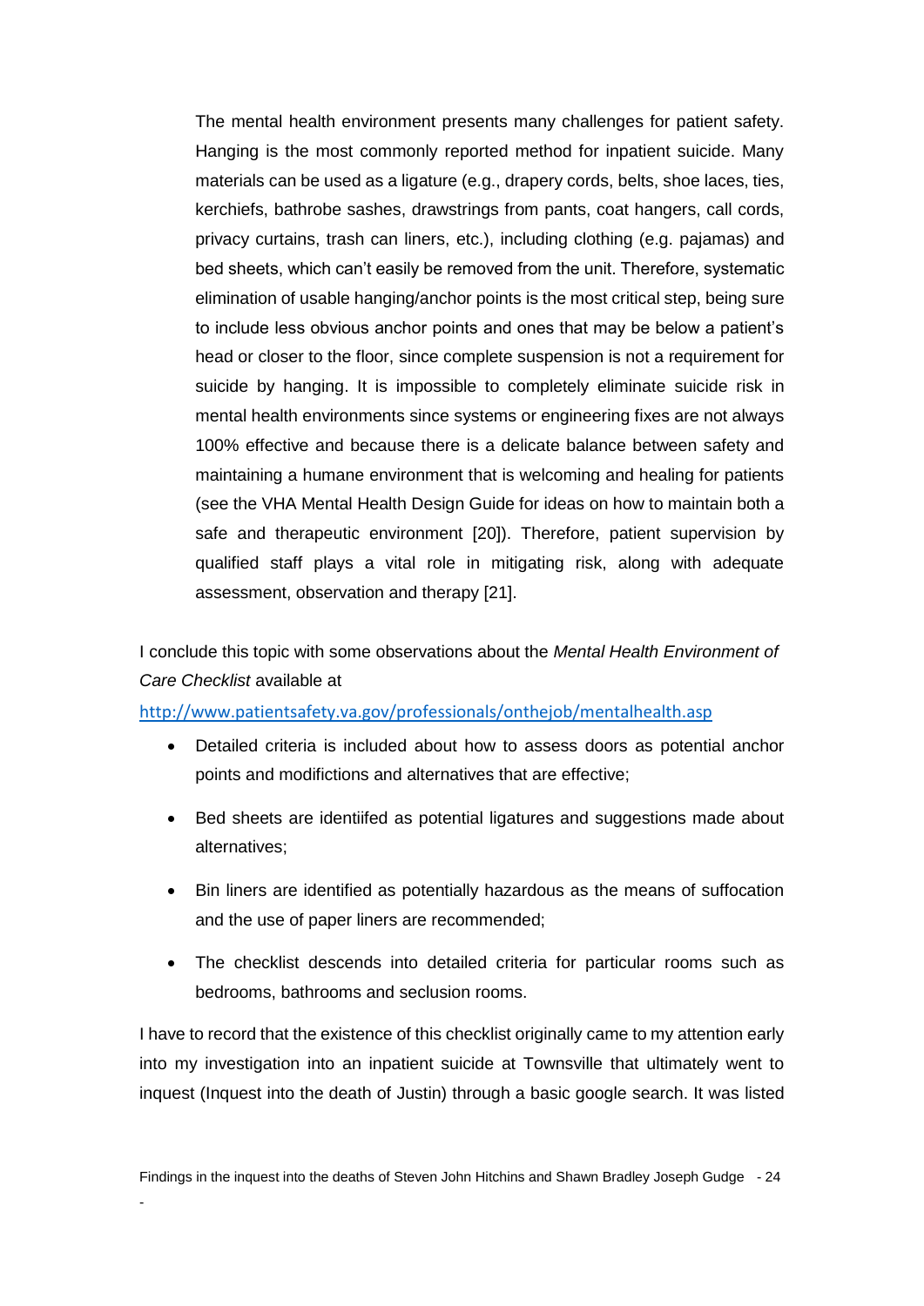> The mental health environment presents many challenges for patient safety. Hanging is the most commonly reported method for inpatient suicide. Many materials can be used as a ligature (e.g., drapery cords, belts, shoe laces, ties, kerchiefs, bathrobe sashes, drawstrings from pants, coat hangers, call cords, privacy curtains, trash can liners, etc.), including clothing (e.g. pajamas) and bed sheets, which can't easily be removed from the unit. Therefore, systematic elimination of usable hanging/anchor points is the most critical step, being sure to include less obvious anchor points and ones that may be below a patient's head or closer to the floor, since complete suspension is not a requirement for suicide by hanging. It is impossible to completely eliminate suicide risk in mental health environments since systems or engineering fixes are not always 100% effective and because there is a delicate balance between safety and maintaining a humane environment that is welcoming and healing for patients (see the VHA Mental Health Design Guide for ideas on how to maintain both a safe and therapeutic environment [20]). Therefore, patient supervision by qualified staff plays a vital role in mitigating risk, along with adequate assessment, observation and therapy [21].

I conclude this topic with some observations about the *Mental Health Environment of Care Checklist* available at http://www.patientsafety.va.gov/professionals/onthejob/mentalhealth.asp

- Detailed criteria is included about how to assess doors as potential anchor points and modifictions and alternatives that are effective;
- Bed sheets are identiifed as potential ligatures and suggestions made about alternatives;
- Bin liners are identified as potentially hazardous as the means of suffocation and the use of paper liners are recommended;
- The checklist descends into detailed criteria for particular rooms such as bedrooms, bathrooms and seclusion rooms.

I have to record that the existence of this checklist originally came to my attention early into my investigation into an inpatient suicide at Townsville that ultimately went to inquest (Inquest into the death of Justin) through a basic google search. It was listed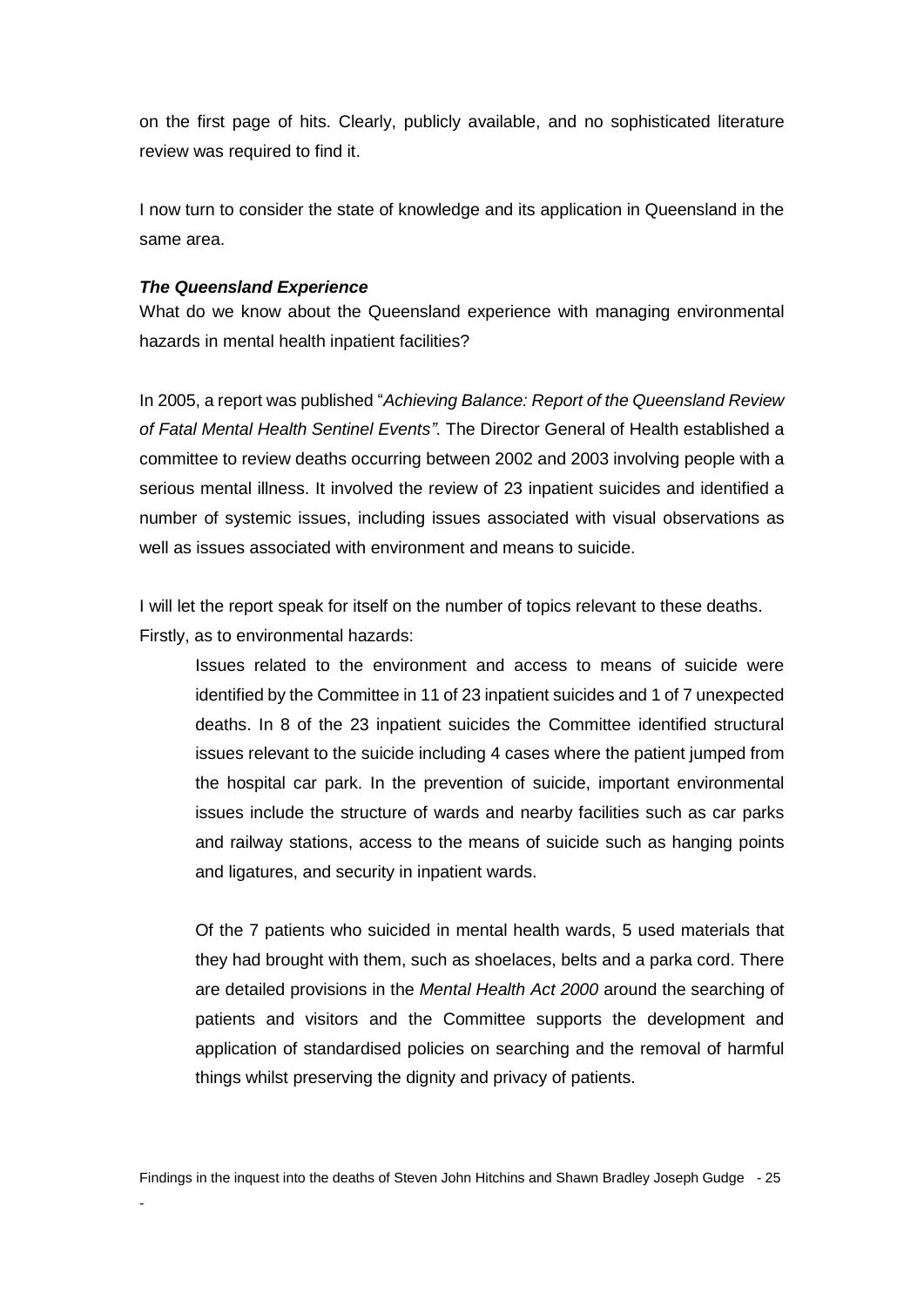on the first page of hits. Clearly, publicly available, and no sophisticated literature review was required to find it.

I now turn to consider the state of knowledge and its application in Queensland in the same area.

***The Queensland Experience***

What do we know about the Queensland experience with managing environmental hazards in mental health inpatient facilities?

In 2005, a report was published "*Achieving Balance: Report of the Queensland Review of Fatal Mental Health Sentinel Events".* The Director General of Health established a committee to review deaths occurring between 2002 and 2003 involving people with a serious mental illness. It involved the review of 23 inpatient suicides and identified a number of systemic issues, including issues associated with visual observations as well as issues associated with environment and means to suicide.

I will let the report speak for itself on the number of topics relevant to these deaths. Firstly, as to environmental hazards:

> Issues related to the environment and access to means of suicide were identified by the Committee in 11 of 23 inpatient suicides and 1 of 7 unexpected deaths. In 8 of the 23 inpatient suicides the Committee identified structural issues relevant to the suicide including 4 cases where the patient jumped from the hospital car park. In the prevention of suicide, important environmental issues include the structure of wards and nearby facilities such as car parks and railway stations, access to the means of suicide such as hanging points and ligatures, and security in inpatient wards.
>
> Of the 7 patients who suicided in mental health wards, 5 used materials that they had brought with them, such as shoelaces, belts and a parka cord. There are detailed provisions in the *Mental Health Act 2000* around the searching of patients and visitors and the Committee supports the development and application of standardised policies on searching and the removal of harmful things whilst preserving the dignity and privacy of patients.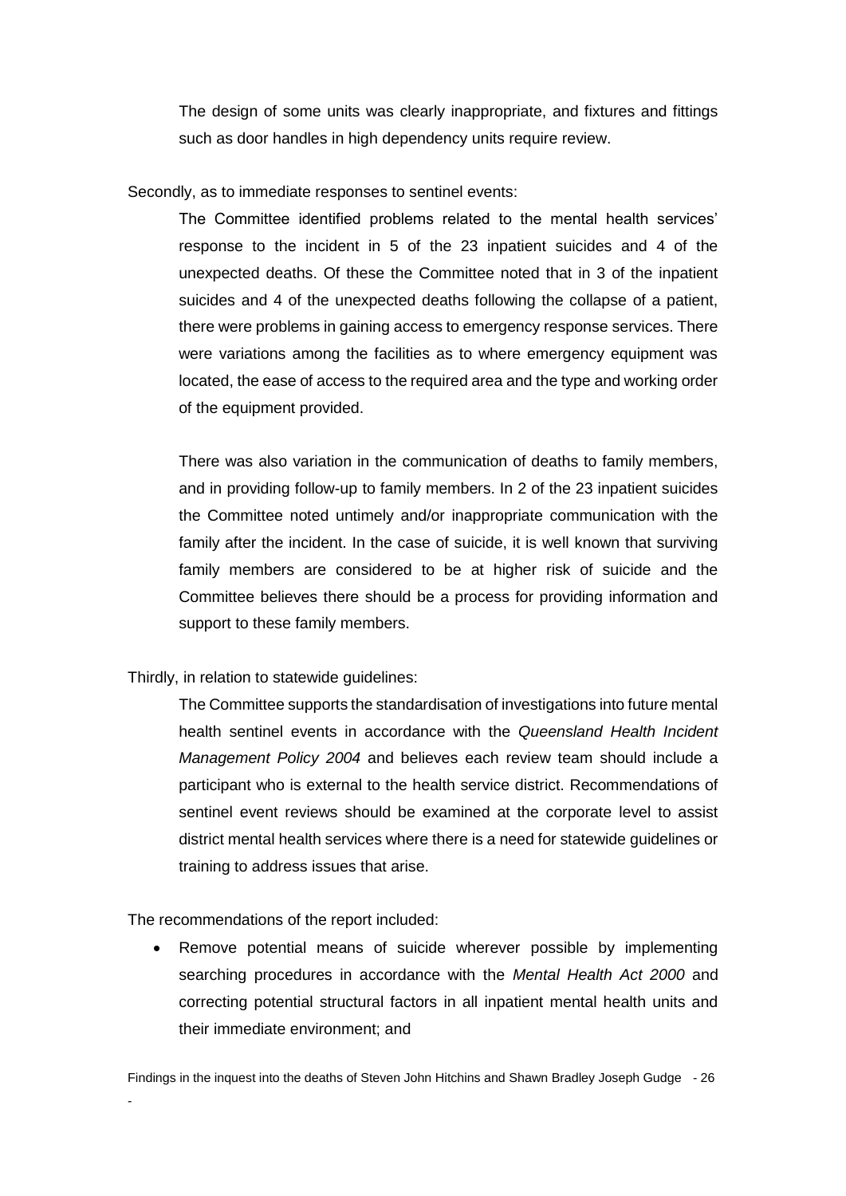The design of some units was clearly inappropriate, and fixtures and fittings such as door handles in high dependency units require review.

Secondly, as to immediate responses to sentinel events:

> The Committee identified problems related to the mental health services' response to the incident in 5 of the 23 inpatient suicides and 4 of the unexpected deaths. Of these the Committee noted that in 3 of the inpatient suicides and 4 of the unexpected deaths following the collapse of a patient, there were problems in gaining access to emergency response services. There were variations among the facilities as to where emergency equipment was located, the ease of access to the required area and the type and working order of the equipment provided.
>
> There was also variation in the communication of deaths to family members, and in providing follow-up to family members. In 2 of the 23 inpatient suicides the Committee noted untimely and/or inappropriate communication with the family after the incident. In the case of suicide, it is well known that surviving family members are considered to be at higher risk of suicide and the Committee believes there should be a process for providing information and support to these family members.

Thirdly, in relation to statewide guidelines:

> The Committee supports the standardisation of investigations into future mental health sentinel events in accordance with the *Queensland Health Incident Management Policy 2004* and believes each review team should include a participant who is external to the health service district. Recommendations of sentinel event reviews should be examined at the corporate level to assist district mental health services where there is a need for statewide guidelines or training to address issues that arise.

The recommendations of the report included:

- Remove potential means of suicide wherever possible by implementing searching procedures in accordance with the *Mental Health Act 2000* and correcting potential structural factors in all inpatient mental health units and their immediate environment; and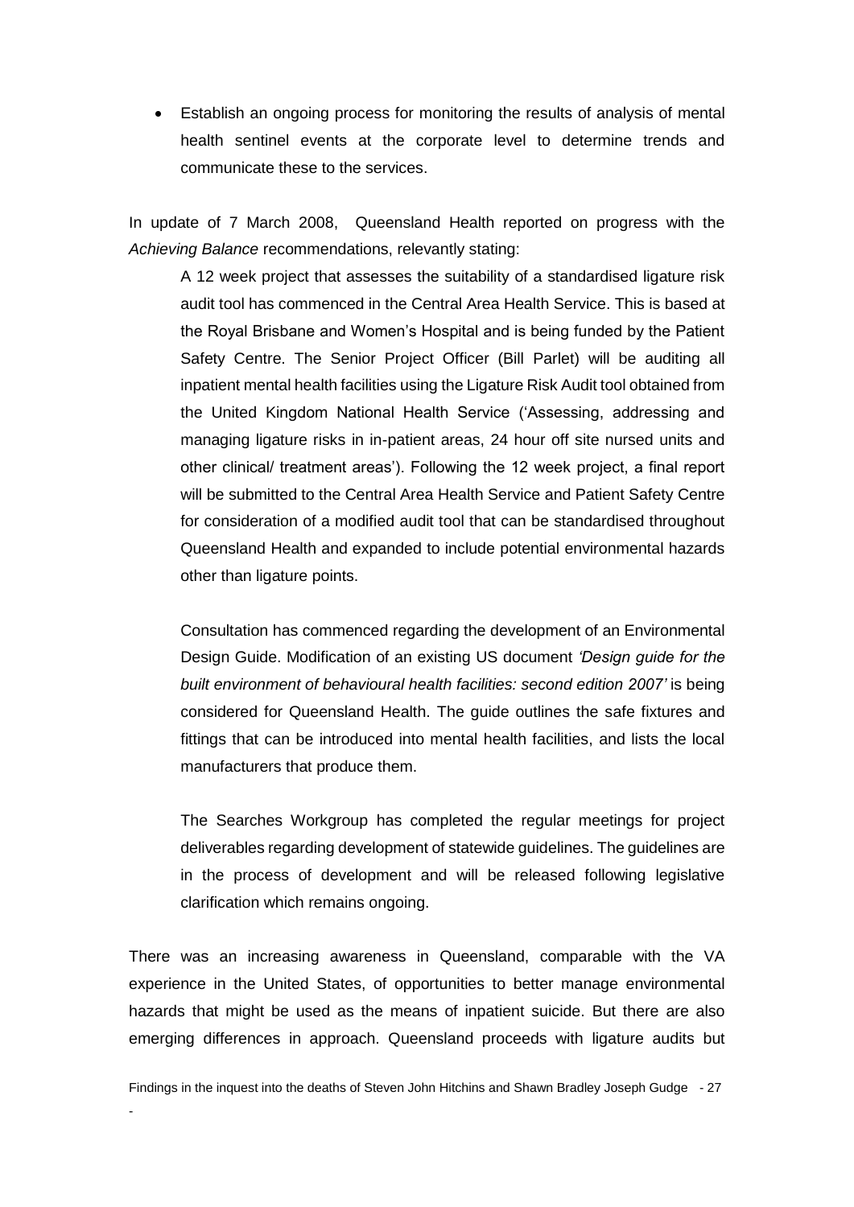- Establish an ongoing process for monitoring the results of analysis of mental health sentinel events at the corporate level to determine trends and communicate these to the services.

In update of 7 March 2008, Queensland Health reported on progress with the *Achieving Balance* recommendations, relevantly stating:

> A 12 week project that assesses the suitability of a standardised ligature risk audit tool has commenced in the Central Area Health Service. This is based at the Royal Brisbane and Women's Hospital and is being funded by the Patient Safety Centre. The Senior Project Officer (Bill Parlet) will be auditing all inpatient mental health facilities using the Ligature Risk Audit tool obtained from the United Kingdom National Health Service ('Assessing, addressing and managing ligature risks in in-patient areas, 24 hour off site nursed units and other clinical/ treatment areas'). Following the 12 week project, a final report will be submitted to the Central Area Health Service and Patient Safety Centre for consideration of a modified audit tool that can be standardised throughout Queensland Health and expanded to include potential environmental hazards other than ligature points.
>
> Consultation has commenced regarding the development of an Environmental Design Guide. Modification of an existing US document *'Design guide for the built environment of behavioural health facilities: second edition 2007'* is being considered for Queensland Health. The guide outlines the safe fixtures and fittings that can be introduced into mental health facilities, and lists the local manufacturers that produce them.
>
> The Searches Workgroup has completed the regular meetings for project deliverables regarding development of statewide guidelines. The guidelines are in the process of development and will be released following legislative clarification which remains ongoing.

There was an increasing awareness in Queensland, comparable with the VA experience in the United States, of opportunities to better manage environmental hazards that might be used as the means of inpatient suicide. But there are also emerging differences in approach. Queensland proceeds with ligature audits but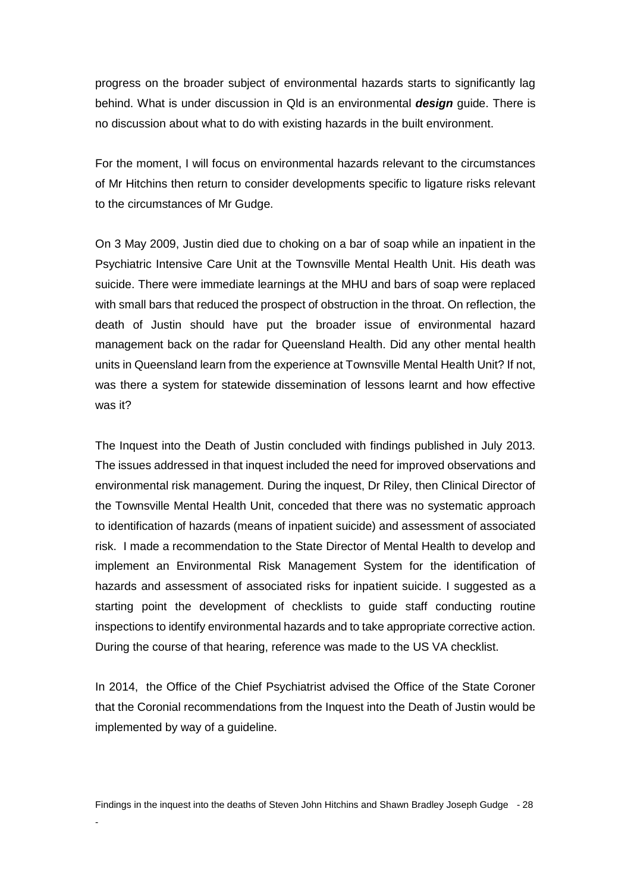progress on the broader subject of environmental hazards starts to significantly lag behind. What is under discussion in Qld is an environmental ***design*** guide. There is no discussion about what to do with existing hazards in the built environment.

For the moment, I will focus on environmental hazards relevant to the circumstances of Mr Hitchins then return to consider developments specific to ligature risks relevant to the circumstances of Mr Gudge.

On 3 May 2009, Justin died due to choking on a bar of soap while an inpatient in the Psychiatric Intensive Care Unit at the Townsville Mental Health Unit. His death was suicide. There were immediate learnings at the MHU and bars of soap were replaced with small bars that reduced the prospect of obstruction in the throat. On reflection, the death of Justin should have put the broader issue of environmental hazard management back on the radar for Queensland Health. Did any other mental health units in Queensland learn from the experience at Townsville Mental Health Unit? If not, was there a system for statewide dissemination of lessons learnt and how effective was it?

The Inquest into the Death of Justin concluded with findings published in July 2013. The issues addressed in that inquest included the need for improved observations and environmental risk management. During the inquest, Dr Riley, then Clinical Director of the Townsville Mental Health Unit, conceded that there was no systematic approach to identification of hazards (means of inpatient suicide) and assessment of associated risk. I made a recommendation to the State Director of Mental Health to develop and implement an Environmental Risk Management System for the identification of hazards and assessment of associated risks for inpatient suicide. I suggested as a starting point the development of checklists to guide staff conducting routine inspections to identify environmental hazards and to take appropriate corrective action. During the course of that hearing, reference was made to the US VA checklist.

In 2014, the Office of the Chief Psychiatrist advised the Office of the State Coroner that the Coronial recommendations from the Inquest into the Death of Justin would be implemented by way of a guideline.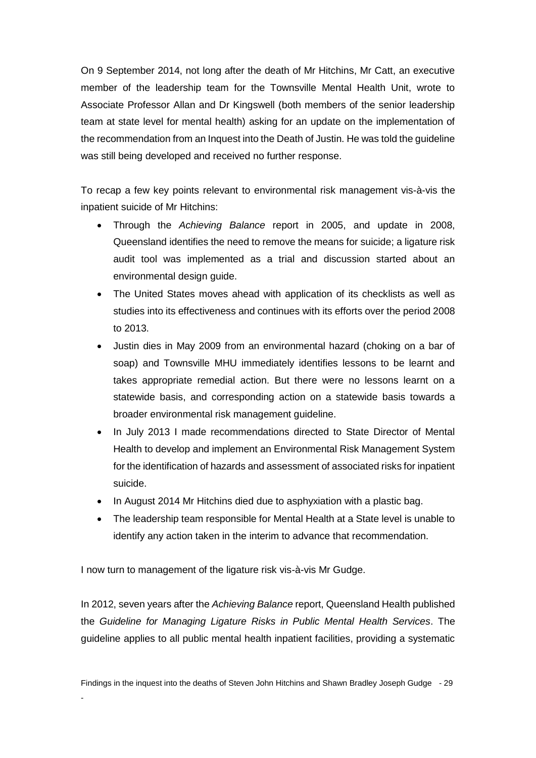On 9 September 2014, not long after the death of Mr Hitchins, Mr Catt, an executive member of the leadership team for the Townsville Mental Health Unit, wrote to Associate Professor Allan and Dr Kingswell (both members of the senior leadership team at state level for mental health) asking for an update on the implementation of the recommendation from an Inquest into the Death of Justin. He was told the guideline was still being developed and received no further response.

To recap a few key points relevant to environmental risk management vis-à-vis the inpatient suicide of Mr Hitchins:

- Through the *Achieving Balance* report in 2005, and update in 2008, Queensland identifies the need to remove the means for suicide; a ligature risk audit tool was implemented as a trial and discussion started about an environmental design guide.
- The United States moves ahead with application of its checklists as well as studies into its effectiveness and continues with its efforts over the period 2008 to 2013.
- Justin dies in May 2009 from an environmental hazard (choking on a bar of soap) and Townsville MHU immediately identifies lessons to be learnt and takes appropriate remedial action. But there were no lessons learnt on a statewide basis, and corresponding action on a statewide basis towards a broader environmental risk management guideline.
- In July 2013 I made recommendations directed to State Director of Mental Health to develop and implement an Environmental Risk Management System for the identification of hazards and assessment of associated risks for inpatient suicide.
- In August 2014 Mr Hitchins died due to asphyxiation with a plastic bag.
- The leadership team responsible for Mental Health at a State level is unable to identify any action taken in the interim to advance that recommendation.

I now turn to management of the ligature risk vis-à-vis Mr Gudge.

In 2012, seven years after the *Achieving Balance* report, Queensland Health published the *Guideline for Managing Ligature Risks in Public Mental Health Services*. The guideline applies to all public mental health inpatient facilities, providing a systematic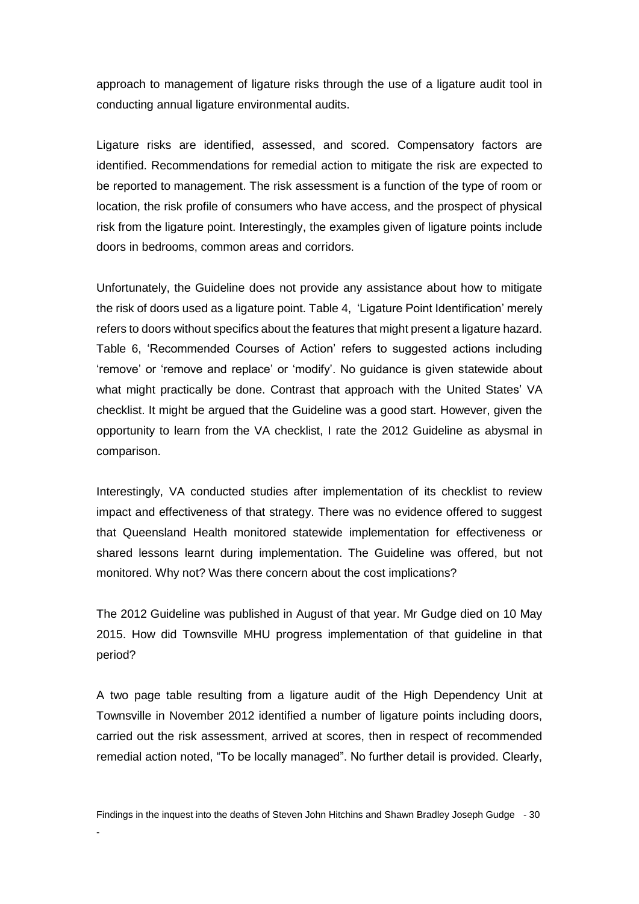approach to management of ligature risks through the use of a ligature audit tool in conducting annual ligature environmental audits.

Ligature risks are identified, assessed, and scored. Compensatory factors are identified. Recommendations for remedial action to mitigate the risk are expected to be reported to management. The risk assessment is a function of the type of room or location, the risk profile of consumers who have access, and the prospect of physical risk from the ligature point. Interestingly, the examples given of ligature points include doors in bedrooms, common areas and corridors.

Unfortunately, the Guideline does not provide any assistance about how to mitigate the risk of doors used as a ligature point. Table 4, 'Ligature Point Identification' merely refers to doors without specifics about the features that might present a ligature hazard. Table 6, 'Recommended Courses of Action' refers to suggested actions including 'remove' or 'remove and replace' or 'modify'. No guidance is given statewide about what might practically be done. Contrast that approach with the United States' VA checklist. It might be argued that the Guideline was a good start. However, given the opportunity to learn from the VA checklist, I rate the 2012 Guideline as abysmal in comparison.

Interestingly, VA conducted studies after implementation of its checklist to review impact and effectiveness of that strategy. There was no evidence offered to suggest that Queensland Health monitored statewide implementation for effectiveness or shared lessons learnt during implementation. The Guideline was offered, but not monitored. Why not? Was there concern about the cost implications?

The 2012 Guideline was published in August of that year. Mr Gudge died on 10 May 2015. How did Townsville MHU progress implementation of that guideline in that period?

A two page table resulting from a ligature audit of the High Dependency Unit at Townsville in November 2012 identified a number of ligature points including doors, carried out the risk assessment, arrived at scores, then in respect of recommended remedial action noted, "To be locally managed". No further detail is provided. Clearly,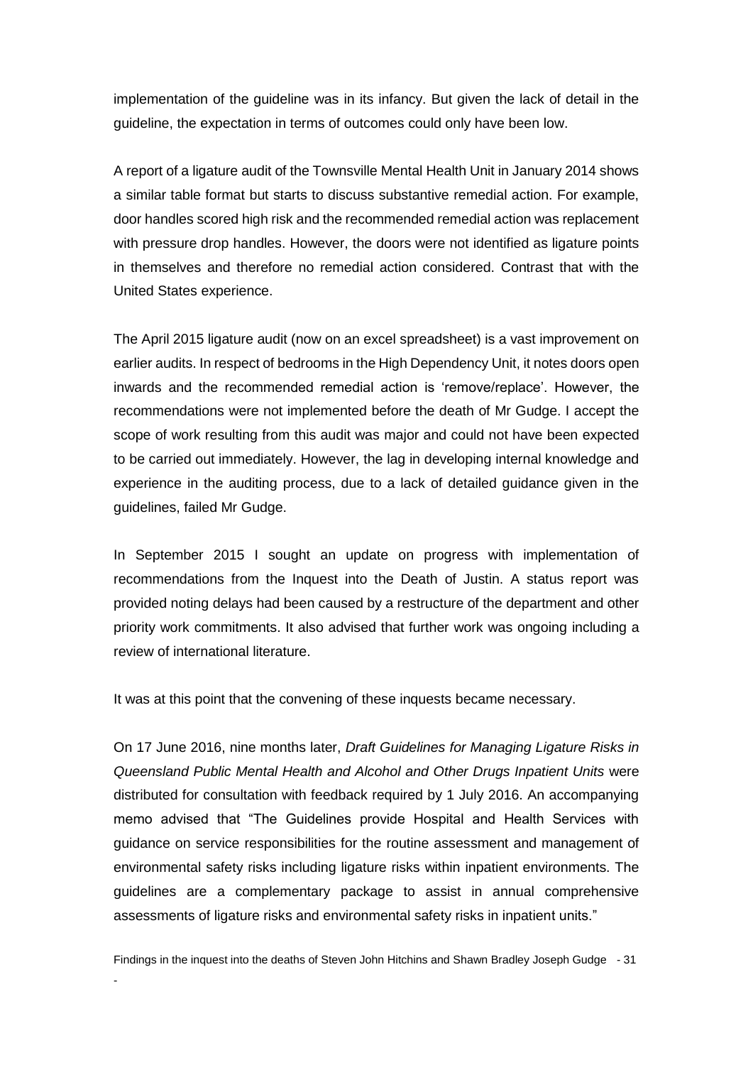implementation of the guideline was in its infancy. But given the lack of detail in the guideline, the expectation in terms of outcomes could only have been low.

A report of a ligature audit of the Townsville Mental Health Unit in January 2014 shows a similar table format but starts to discuss substantive remedial action. For example, door handles scored high risk and the recommended remedial action was replacement with pressure drop handles. However, the doors were not identified as ligature points in themselves and therefore no remedial action considered. Contrast that with the United States experience.

The April 2015 ligature audit (now on an excel spreadsheet) is a vast improvement on earlier audits. In respect of bedrooms in the High Dependency Unit, it notes doors open inwards and the recommended remedial action is 'remove/replace'. However, the recommendations were not implemented before the death of Mr Gudge. I accept the scope of work resulting from this audit was major and could not have been expected to be carried out immediately. However, the lag in developing internal knowledge and experience in the auditing process, due to a lack of detailed guidance given in the guidelines, failed Mr Gudge.

In September 2015 I sought an update on progress with implementation of recommendations from the Inquest into the Death of Justin. A status report was provided noting delays had been caused by a restructure of the department and other priority work commitments. It also advised that further work was ongoing including a review of international literature.

It was at this point that the convening of these inquests became necessary.

On 17 June 2016, nine months later, *Draft Guidelines for Managing Ligature Risks in Queensland Public Mental Health and Alcohol and Other Drugs Inpatient Units* were distributed for consultation with feedback required by 1 July 2016. An accompanying memo advised that "The Guidelines provide Hospital and Health Services with guidance on service responsibilities for the routine assessment and management of environmental safety risks including ligature risks within inpatient environments. The guidelines are a complementary package to assist in annual comprehensive assessments of ligature risks and environmental safety risks in inpatient units."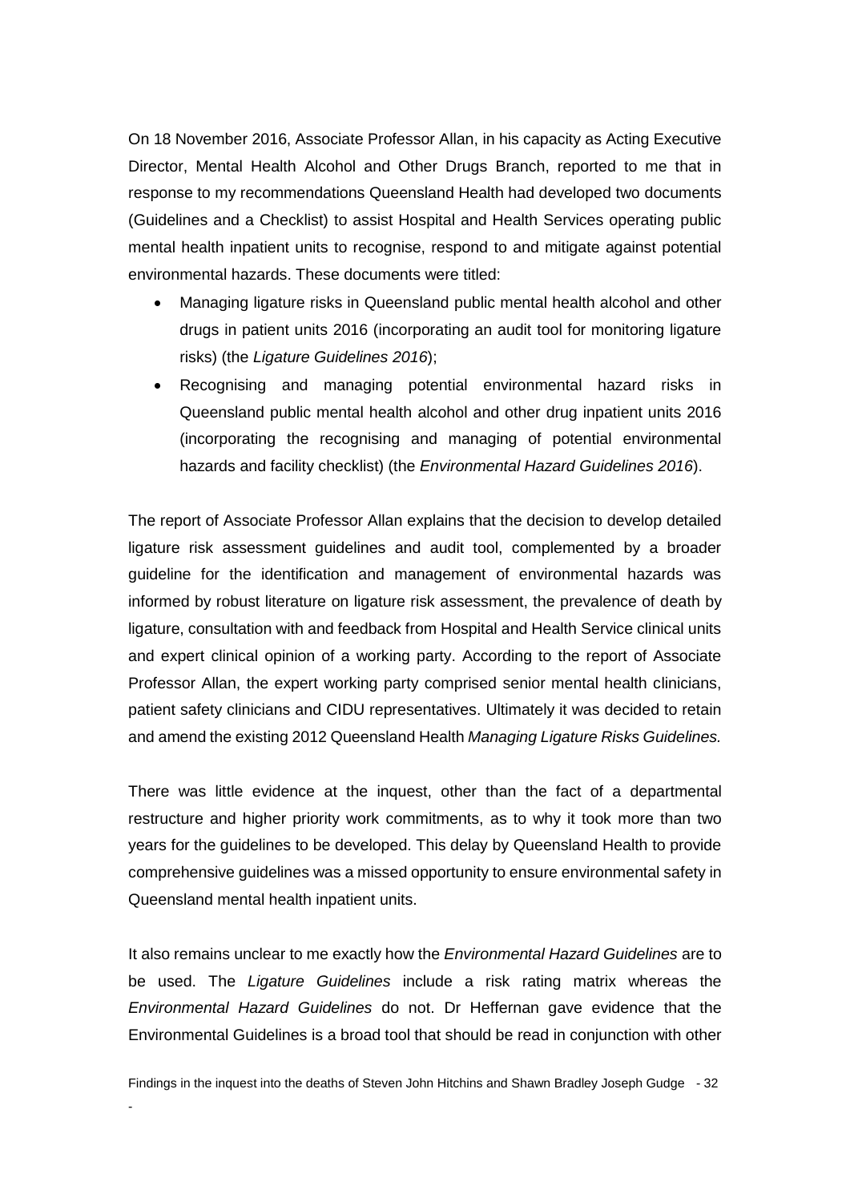On 18 November 2016, Associate Professor Allan, in his capacity as Acting Executive Director, Mental Health Alcohol and Other Drugs Branch, reported to me that in response to my recommendations Queensland Health had developed two documents (Guidelines and a Checklist) to assist Hospital and Health Services operating public mental health inpatient units to recognise, respond to and mitigate against potential environmental hazards. These documents were titled:

- Managing ligature risks in Queensland public mental health alcohol and other drugs in patient units 2016 (incorporating an audit tool for monitoring ligature risks) (the *Ligature Guidelines 2016*);
- Recognising and managing potential environmental hazard risks in Queensland public mental health alcohol and other drug inpatient units 2016 (incorporating the recognising and managing of potential environmental hazards and facility checklist) (the *Environmental Hazard Guidelines 2016*).

The report of Associate Professor Allan explains that the decision to develop detailed ligature risk assessment guidelines and audit tool, complemented by a broader guideline for the identification and management of environmental hazards was informed by robust literature on ligature risk assessment, the prevalence of death by ligature, consultation with and feedback from Hospital and Health Service clinical units and expert clinical opinion of a working party. According to the report of Associate Professor Allan, the expert working party comprised senior mental health clinicians, patient safety clinicians and CIDU representatives. Ultimately it was decided to retain and amend the existing 2012 Queensland Health *Managing Ligature Risks Guidelines.*

There was little evidence at the inquest, other than the fact of a departmental restructure and higher priority work commitments, as to why it took more than two years for the guidelines to be developed. This delay by Queensland Health to provide comprehensive guidelines was a missed opportunity to ensure environmental safety in Queensland mental health inpatient units.

It also remains unclear to me exactly how the *Environmental Hazard Guidelines* are to be used. The *Ligature Guidelines* include a risk rating matrix whereas the *Environmental Hazard Guidelines* do not. Dr Heffernan gave evidence that the Environmental Guidelines is a broad tool that should be read in conjunction with other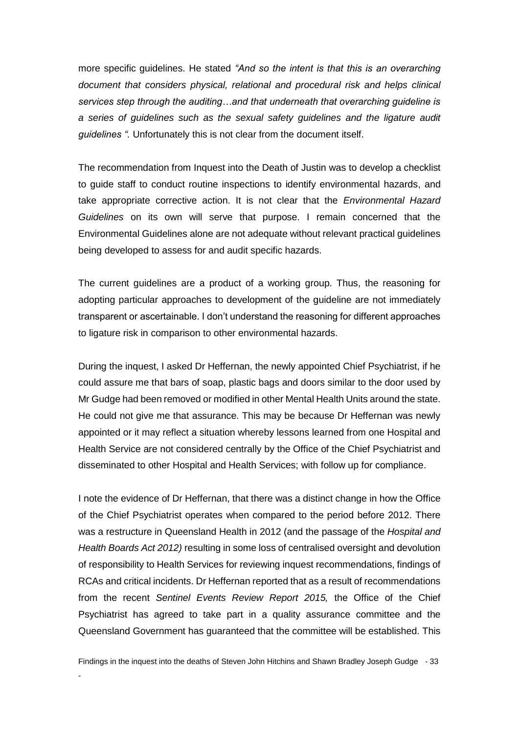more specific guidelines. He stated *"And so the intent is that this is an overarching document that considers physical, relational and procedural risk and helps clinical services step through the auditing…and that underneath that overarching guideline is a series of guidelines such as the sexual safety guidelines and the ligature audit guidelines ".* Unfortunately this is not clear from the document itself.

The recommendation from Inquest into the Death of Justin was to develop a checklist to guide staff to conduct routine inspections to identify environmental hazards, and take appropriate corrective action. It is not clear that the *Environmental Hazard Guidelines* on its own will serve that purpose. I remain concerned that the Environmental Guidelines alone are not adequate without relevant practical guidelines being developed to assess for and audit specific hazards.

The current guidelines are a product of a working group. Thus, the reasoning for adopting particular approaches to development of the guideline are not immediately transparent or ascertainable. I don't understand the reasoning for different approaches to ligature risk in comparison to other environmental hazards.

During the inquest, I asked Dr Heffernan, the newly appointed Chief Psychiatrist, if he could assure me that bars of soap, plastic bags and doors similar to the door used by Mr Gudge had been removed or modified in other Mental Health Units around the state. He could not give me that assurance. This may be because Dr Heffernan was newly appointed or it may reflect a situation whereby lessons learned from one Hospital and Health Service are not considered centrally by the Office of the Chief Psychiatrist and disseminated to other Hospital and Health Services; with follow up for compliance.

I note the evidence of Dr Heffernan, that there was a distinct change in how the Office of the Chief Psychiatrist operates when compared to the period before 2012. There was a restructure in Queensland Health in 2012 (and the passage of the *Hospital and Health Boards Act 2012)* resulting in some loss of centralised oversight and devolution of responsibility to Health Services for reviewing inquest recommendations, findings of RCAs and critical incidents. Dr Heffernan reported that as a result of recommendations from the recent *Sentinel Events Review Report 2015,* the Office of the Chief Psychiatrist has agreed to take part in a quality assurance committee and the Queensland Government has guaranteed that the committee will be established. This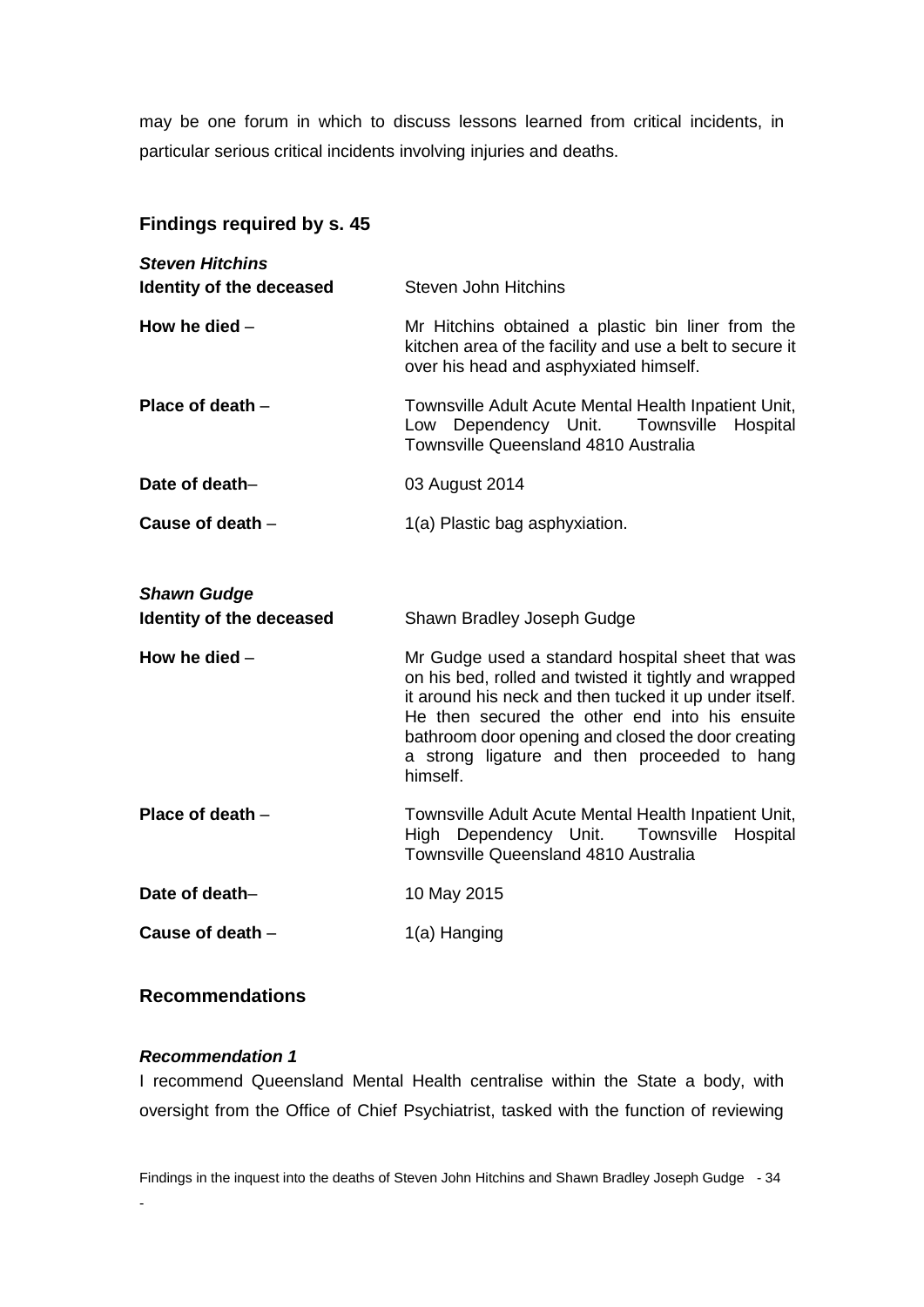may be one forum in which to discuss lessons learned from critical incidents, in particular serious critical incidents involving injuries and deaths.

## Findings required by s. 45

***Steven Hitchins***

| | |
|---|---|
| **Identity of the deceased** | Steven John Hitchins |
| **How he died** – | Mr Hitchins obtained a plastic bin liner from the kitchen area of the facility and use a belt to secure it over his head and asphyxiated himself. |
| **Place of death** – | Townsville Adult Acute Mental Health Inpatient Unit, Low Dependency Unit. Townsville Hospital Townsville Queensland 4810 Australia |
| **Date of death**– | 03 August 2014 |
| **Cause of death** – | 1(a) Plastic bag asphyxiation. |

***Shawn Gudge***

| | |
|---|---|
| **Identity of the deceased** | Shawn Bradley Joseph Gudge |
| **How he died** – | Mr Gudge used a standard hospital sheet that was on his bed, rolled and twisted it tightly and wrapped it around his neck and then tucked it up under itself. He then secured the other end into his ensuite bathroom door opening and closed the door creating a strong ligature and then proceeded to hang himself. |
| **Place of death** – | Townsville Adult Acute Mental Health Inpatient Unit, High Dependency Unit. Townsville Hospital Townsville Queensland 4810 Australia |
| **Date of death**– | 10 May 2015 |
| **Cause of death** – | 1(a) Hanging |

## Recommendations

***Recommendation 1***

I recommend Queensland Mental Health centralise within the State a body, with oversight from the Office of Chief Psychiatrist, tasked with the function of reviewing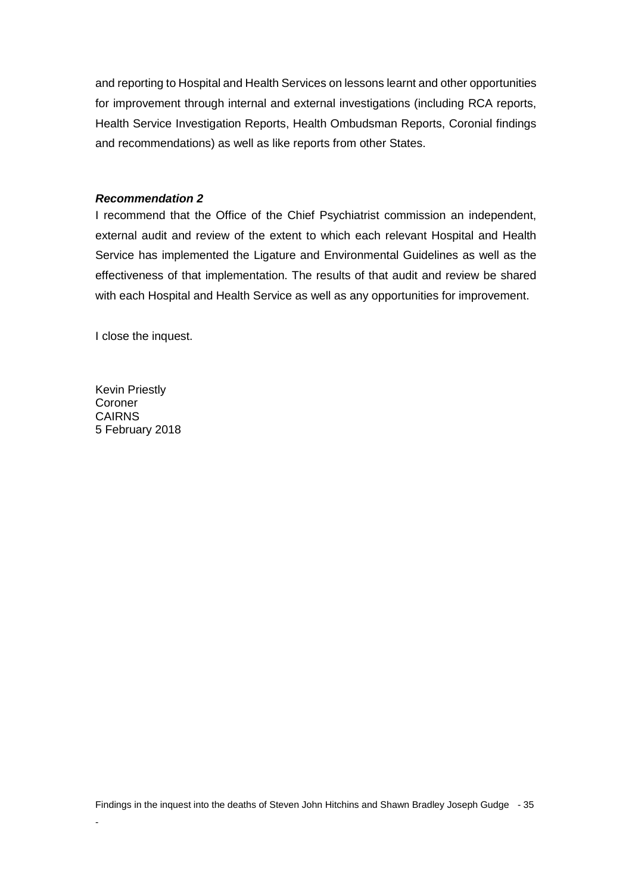and reporting to Hospital and Health Services on lessons learnt and other opportunities for improvement through internal and external investigations (including RCA reports, Health Service Investigation Reports, Health Ombudsman Reports, Coronial findings and recommendations) as well as like reports from other States.

***Recommendation 2***

I recommend that the Office of the Chief Psychiatrist commission an independent, external audit and review of the extent to which each relevant Hospital and Health Service has implemented the Ligature and Environmental Guidelines as well as the effectiveness of that implementation. The results of that audit and review be shared with each Hospital and Health Service as well as any opportunities for improvement.

I close the inquest.

Kevin Priestly
Coroner
CAIRNS
5 February 2018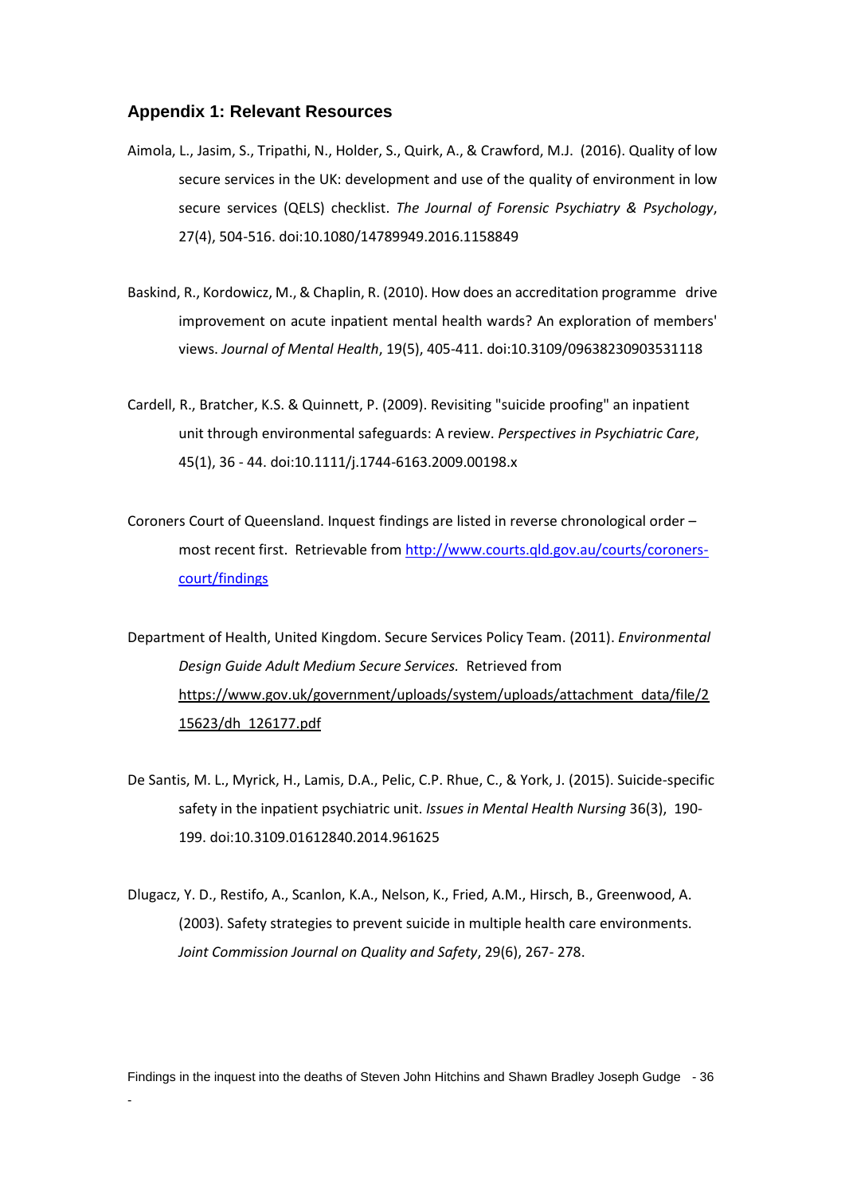## Appendix 1: Relevant Resources

Aimola, L., Jasim, S., Tripathi, N., Holder, S., Quirk, A., & Crawford, M.J. (2016). Quality of low secure services in the UK: development and use of the quality of environment in low secure services (QELS) checklist. *The Journal of Forensic Psychiatry & Psychology*, 27(4), 504-516. doi:10.1080/14789949.2016.1158849

Baskind, R., Kordowicz, M., & Chaplin, R. (2010). How does an accreditation programme drive improvement on acute inpatient mental health wards? An exploration of members' views. *Journal of Mental Health*, 19(5), 405-411. doi:10.3109/09638230903531118

Cardell, R., Bratcher, K.S. & Quinnett, P. (2009). Revisiting "suicide proofing" an inpatient unit through environmental safeguards: A review. *Perspectives in Psychiatric Care*, 45(1), 36 - 44. doi:10.1111/j.1744-6163.2009.00198.x

Coroners Court of Queensland. Inquest findings are listed in reverse chronological order – most recent first. Retrievable from http://www.courts.qld.gov.au/courts/coroners-court/findings

Department of Health, United Kingdom. Secure Services Policy Team. (2011). *Environmental Design Guide Adult Medium Secure Services.* Retrieved from https://www.gov.uk/government/uploads/system/uploads/attachment_data/file/215623/dh_126177.pdf

De Santis, M. L., Myrick, H., Lamis, D.A., Pelic, C.P. Rhue, C., & York, J. (2015). Suicide-specific safety in the inpatient psychiatric unit. *Issues in Mental Health Nursing* 36(3), 190-199. doi:10.3109.01612840.2014.961625

Dlugacz, Y. D., Restifo, A., Scanlon, K.A., Nelson, K., Fried, A.M., Hirsch, B., Greenwood, A. (2003). Safety strategies to prevent suicide in multiple health care environments. *Joint Commission Journal on Quality and Safety*, 29(6), 267- 278.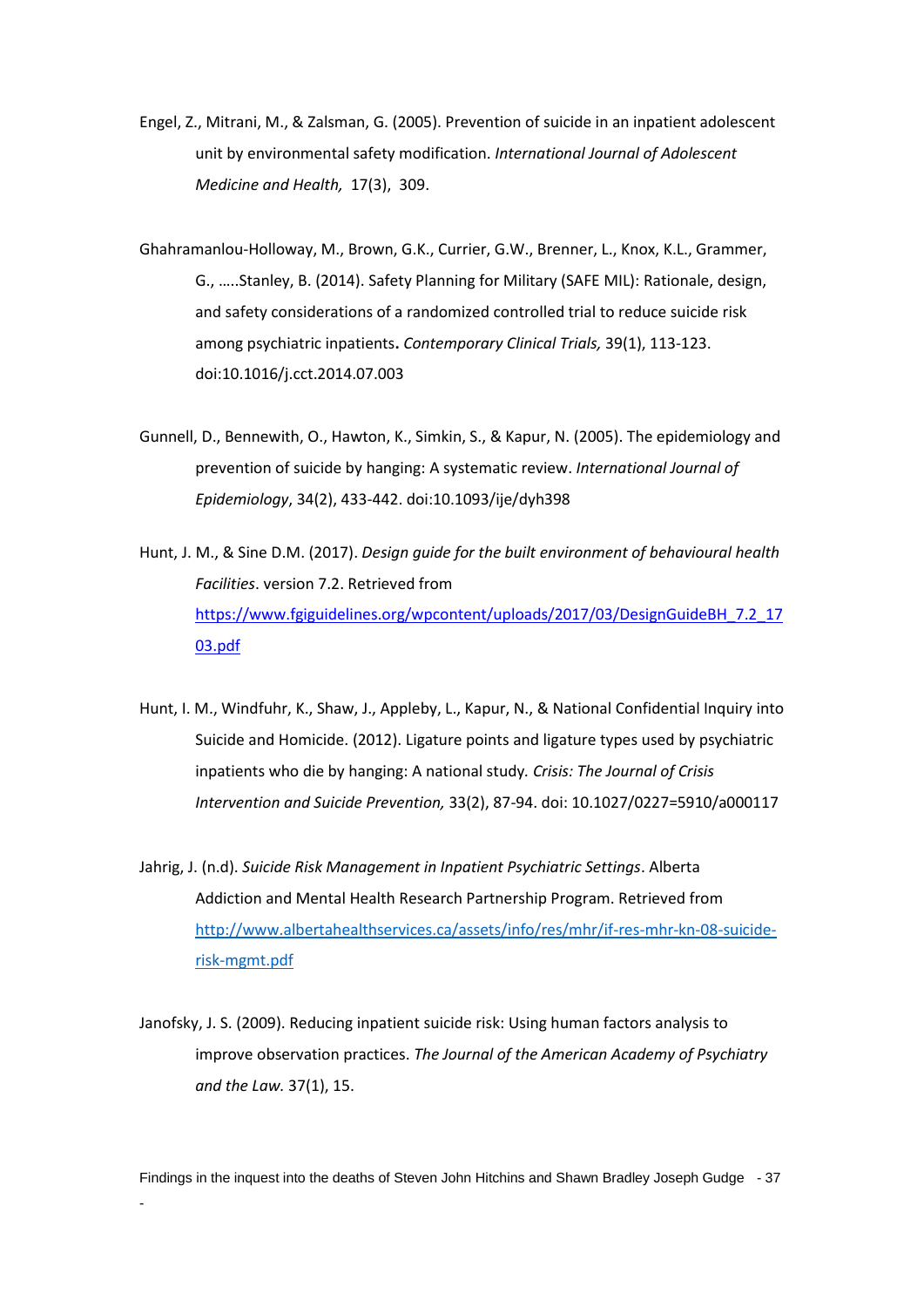Engel, Z., Mitrani, M., & Zalsman, G. (2005). Prevention of suicide in an inpatient adolescent unit by environmental safety modification. *International Journal of Adolescent Medicine and Health,* 17(3), 309.

Ghahramanlou-Holloway, M., Brown, G.K., Currier, G.W., Brenner, L., Knox, K.L., Grammer, G., …..Stanley, B. (2014). Safety Planning for Military (SAFE MIL): Rationale, design, and safety considerations of a randomized controlled trial to reduce suicide risk among psychiatric inpatients**.** *Contemporary Clinical Trials,* 39(1), 113-123. doi:10.1016/j.cct.2014.07.003

Gunnell, D., Bennewith, O., Hawton, K., Simkin, S., & Kapur, N. (2005). The epidemiology and prevention of suicide by hanging: A systematic review. *International Journal of Epidemiology*, 34(2), 433-442. doi:10.1093/ije/dyh398

Hunt, J. M., & Sine D.M. (2017). *Design guide for the built environment of behavioural health Facilities*. version 7.2. Retrieved from https://www.fgiguidelines.org/wpcontent/uploads/2017/03/DesignGuideBH_7.2_1703.pdf

Hunt, I. M., Windfuhr, K., Shaw, J., Appleby, L., Kapur, N., & National Confidential Inquiry into Suicide and Homicide. (2012). Ligature points and ligature types used by psychiatric inpatients who die by hanging: A national study. *Crisis: The Journal of Crisis Intervention and Suicide Prevention,* 33(2), 87-94. doi: 10.1027/0227=5910/a000117

Jahrig, J. (n.d). *Suicide Risk Management in Inpatient Psychiatric Settings*. Alberta Addiction and Mental Health Research Partnership Program. Retrieved from http://www.albertahealthservices.ca/assets/info/res/mhr/if-res-mhr-kn-08-suicide-risk-mgmt.pdf

Janofsky, J. S. (2009). Reducing inpatient suicide risk: Using human factors analysis to improve observation practices. *The Journal of the American Academy of Psychiatry and the Law.* 37(1), 15.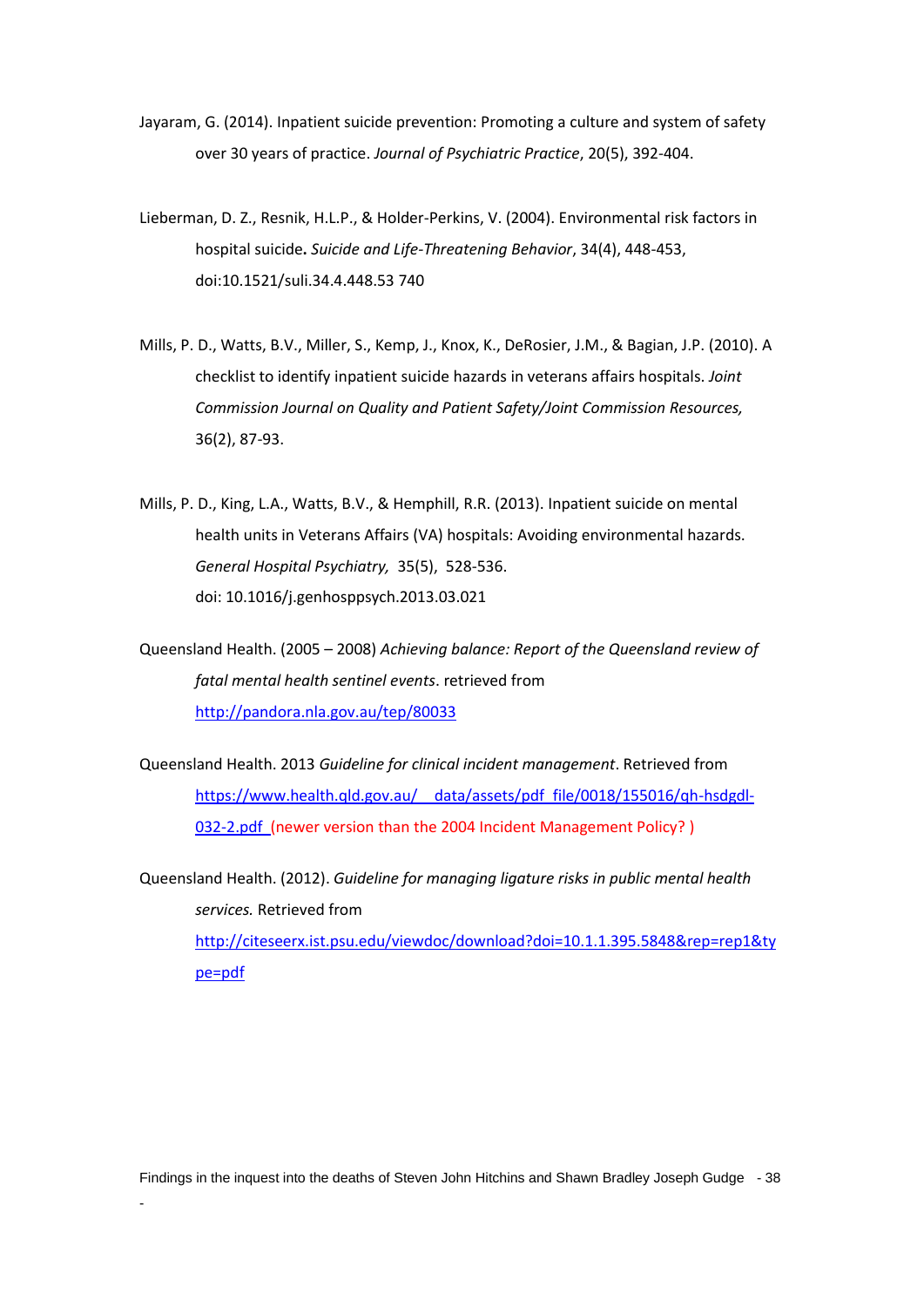Jayaram, G. (2014). Inpatient suicide prevention: Promoting a culture and system of safety over 30 years of practice. *Journal of Psychiatric Practice*, 20(5), 392-404.

Lieberman, D. Z., Resnik, H.L.P., & Holder-Perkins, V. (2004). Environmental risk factors in hospital suicide**.** *Suicide and Life-Threatening Behavior*, 34(4), 448-453, doi:10.1521/suli.34.4.448.53 740

Mills, P. D., Watts, B.V., Miller, S., Kemp, J., Knox, K., DeRosier, J.M., & Bagian, J.P. (2010). A checklist to identify inpatient suicide hazards in veterans affairs hospitals. *Joint Commission Journal on Quality and Patient Safety/Joint Commission Resources,* 36(2), 87-93.

Mills, P. D., King, L.A., Watts, B.V., & Hemphill, R.R. (2013). Inpatient suicide on mental health units in Veterans Affairs (VA) hospitals: Avoiding environmental hazards. *General Hospital Psychiatry,* 35(5), 528-536. doi: 10.1016/j.genhosppsych.2013.03.021

Queensland Health. (2005 – 2008) *Achieving balance: Report of the Queensland review of fatal mental health sentinel events*. retrieved from http://pandora.nla.gov.au/tep/80033

Queensland Health. 2013 *Guideline for clinical incident management*. Retrieved from https://www.health.qld.gov.au/__data/assets/pdf_file/0018/155016/qh-hsdgdl-032-2.pdf (newer version than the 2004 Incident Management Policy? )

Queensland Health. (2012). *Guideline for managing ligature risks in public mental health services.* Retrieved from http://citeseerx.ist.psu.edu/viewdoc/download?doi=10.1.1.395.5848&rep=rep1&type=pdf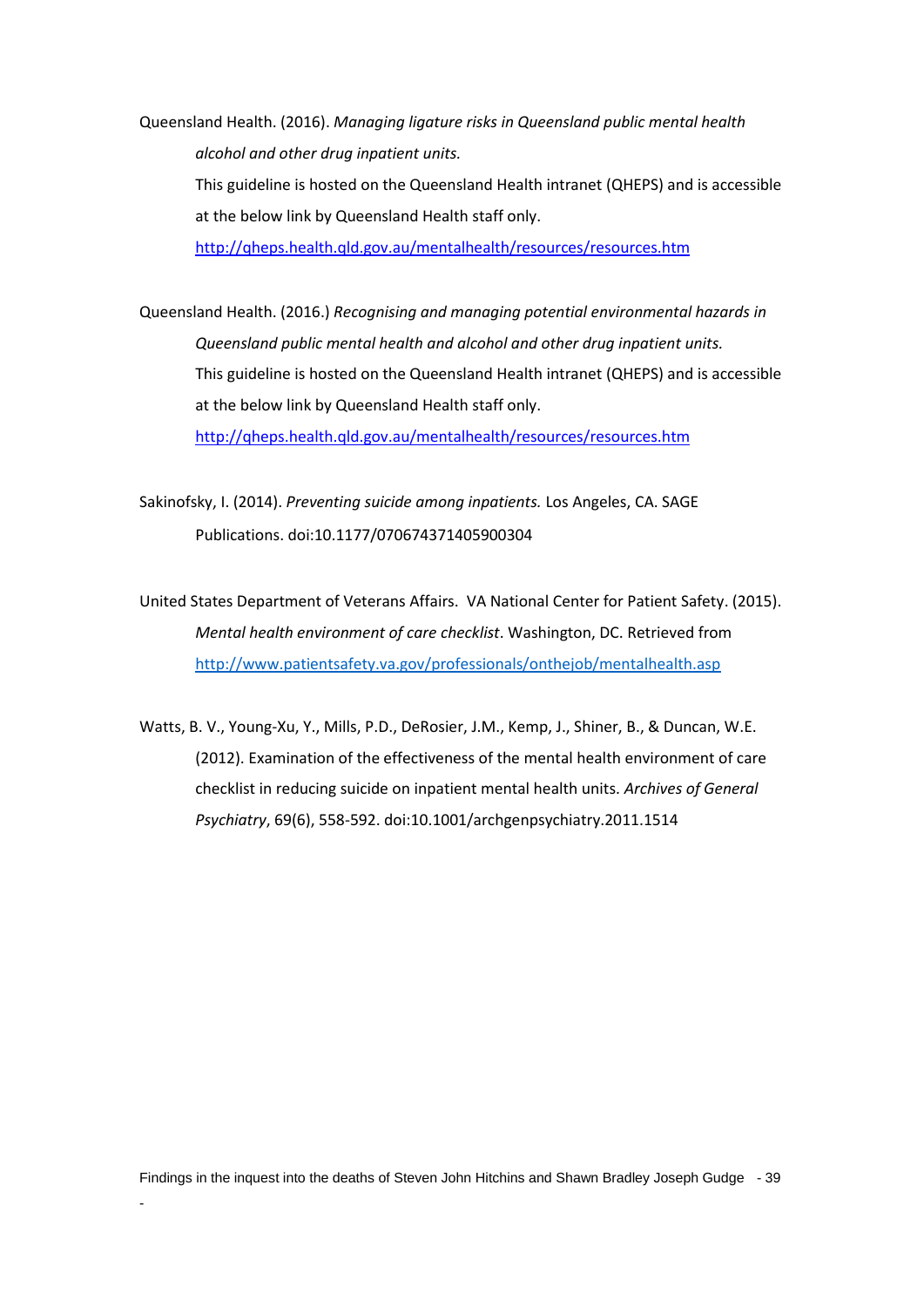Queensland Health. (2016). *Managing ligature risks in Queensland public mental health alcohol and other drug inpatient units.*

This guideline is hosted on the Queensland Health intranet (QHEPS) and is accessible at the below link by Queensland Health staff only.

http://qheps.health.qld.gov.au/mentalhealth/resources/resources.htm

Queensland Health. (2016.) *Recognising and managing potential environmental hazards in Queensland public mental health and alcohol and other drug inpatient units.*

This guideline is hosted on the Queensland Health intranet (QHEPS) and is accessible at the below link by Queensland Health staff only.

http://qheps.health.qld.gov.au/mentalhealth/resources/resources.htm

Sakinofsky, I. (2014). *Preventing suicide among inpatients.* Los Angeles, CA. SAGE Publications. doi:10.1177/070674371405900304

United States Department of Veterans Affairs. VA National Center for Patient Safety. (2015). *Mental health environment of care checklist*. Washington, DC. Retrieved from http://www.patientsafety.va.gov/professionals/onthejob/mentalhealth.asp

Watts, B. V., Young-Xu, Y., Mills, P.D., DeRosier, J.M., Kemp, J., Shiner, B., & Duncan, W.E. (2012). Examination of the effectiveness of the mental health environment of care checklist in reducing suicide on inpatient mental health units. *Archives of General Psychiatry*, 69(6), 558-592. doi:10.1001/archgenpsychiatry.2011.1514